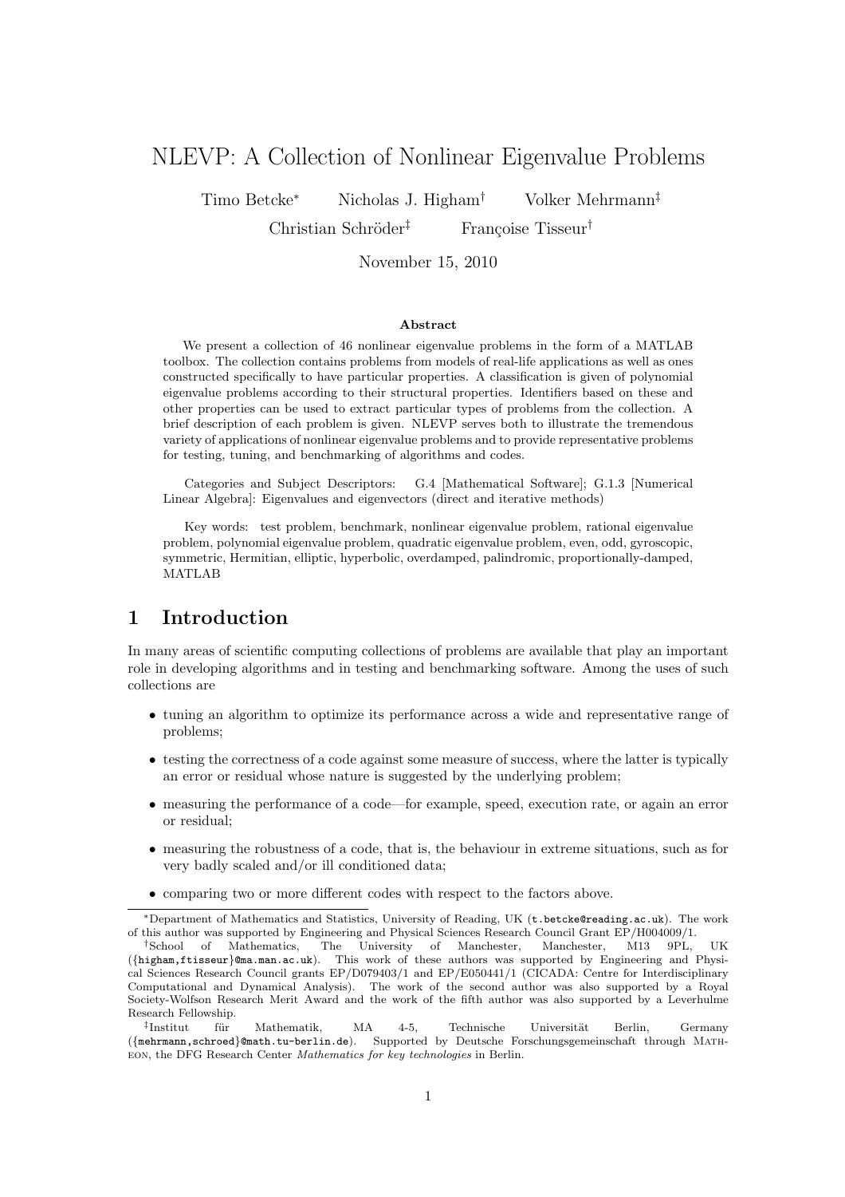# NLEVP: A Collection of Nonlinear Eigenvalue Problems

Timo Betcke[*] Nicholas J. Higham[†] Volker Mehrmann[‡]

Christian Schröder[‡] Françoise Tisseur[†]

November 15, 2010

**Abstract**

We present a collection of 46 nonlinear eigenvalue problems in the form of a MATLAB toolbox. The collection contains problems from models of real-life applications as well as ones constructed specifically to have particular properties. A classification is given of polynomial eigenvalue problems according to their structural properties. Identifiers based on these and other properties can be used to extract particular types of problems from the collection. A brief description of each problem is given. NLEVP serves both to illustrate the tremendous variety of applications of nonlinear eigenvalue problems and to provide representative problems for testing, tuning, and benchmarking of algorithms and codes.

Categories and Subject Descriptors: G.4 [Mathematical Software]; G.1.3 [Numerical Linear Algebra]: Eigenvalues and eigenvectors (direct and iterative methods)

Key words: test problem, benchmark, nonlinear eigenvalue problem, rational eigenvalue problem, polynomial eigenvalue problem, quadratic eigenvalue problem, even, odd, gyroscopic, symmetric, Hermitian, elliptic, hyperbolic, overdamped, palindromic, proportionally-damped, MATLAB

## 1 Introduction

In many areas of scientific computing collections of problems are available that play an important role in developing algorithms and in testing and benchmarking software. Among the uses of such collections are

- tuning an algorithm to optimize its performance across a wide and representative range of problems;
- testing the correctness of a code against some measure of success, where the latter is typically an error or residual whose nature is suggested by the underlying problem;
- measuring the performance of a code—for example, speed, execution rate, or again an error or residual;
- measuring the robustness of a code, that is, the behaviour in extreme situations, such as for very badly scaled and/or ill conditioned data;
- comparing two or more different codes with respect to the factors above.

[*]Department of Mathematics and Statistics, University of Reading, UK (`t.betcke@reading.ac.uk`). The work of this author was supported by Engineering and Physical Sciences Research Council Grant EP/H004009/1.

[†]School of Mathematics, The University of Manchester, Manchester, M13 9PL, UK (`{higham,ftisseur}@ma.man.ac.uk`). This work of these authors was supported by Engineering and Physical Sciences Research Council grants EP/D079403/1 and EP/E050441/1 (CICADA: Centre for Interdisciplinary Computational and Dynamical Analysis). The work of the second author was also supported by a Royal Society-Wolfson Research Merit Award and the work of the fifth author was also supported by a Leverhulme Research Fellowship.

[‡]Institut für Mathematik, MA 4-5, Technische Universität Berlin, Germany (`{mehrmann,schroed}@math.tu-berlin.de`). Supported by Deutsche Forschungsgemeinschaft through MATHEON, the DFG Research Center *Mathematics for key technologies* in Berlin.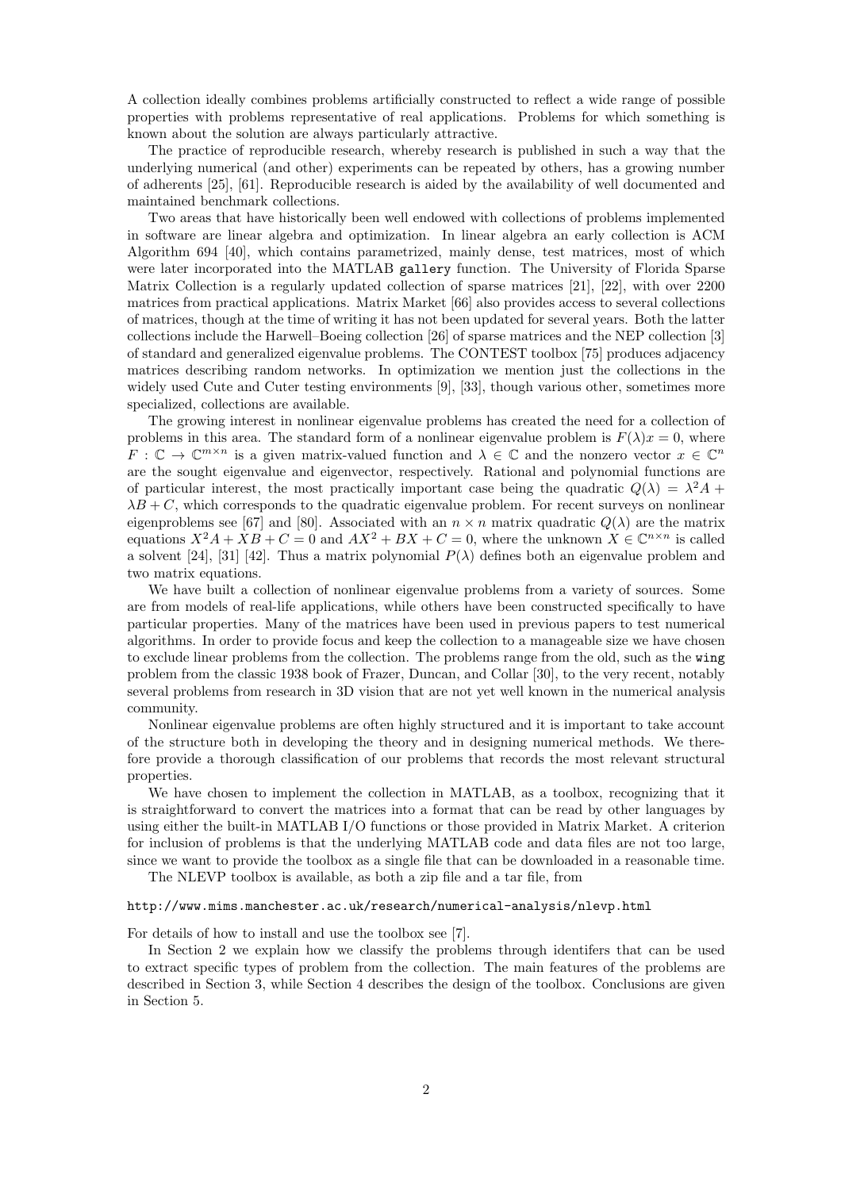A collection ideally combines problems artificially constructed to reflect a wide range of possible properties with problems representative of real applications. Problems for which something is known about the solution are always particularly attractive.

The practice of reproducible research, whereby research is published in such a way that the underlying numerical (and other) experiments can be repeated by others, has a growing number of adherents [25], [61]. Reproducible research is aided by the availability of well documented and maintained benchmark collections.

Two areas that have historically been well endowed with collections of problems implemented in software are linear algebra and optimization. In linear algebra an early collection is ACM Algorithm 694 [40], which contains parametrized, mainly dense, test matrices, most of which were later incorporated into the MATLAB `gallery` function. The University of Florida Sparse Matrix Collection is a regularly updated collection of sparse matrices [21], [22], with over 2200 matrices from practical applications. Matrix Market [66] also provides access to several collections of matrices, though at the time of writing it has not been updated for several years. Both the latter collections include the Harwell–Boeing collection [26] of sparse matrices and the NEP collection [3] of standard and generalized eigenvalue problems. The CONTEST toolbox [75] produces adjacency matrices describing random networks. In optimization we mention just the collections in the widely used Cute and Cuter testing environments [9], [33], though various other, sometimes more specialized, collections are available.

The growing interest in nonlinear eigenvalue problems has created the need for a collection of problems in this area. The standard form of a nonlinear eigenvalue problem is $F(\lambda)x = 0$, where $F : \mathbb{C} \to \mathbb{C}^{m\times n}$ is a given matrix-valued function and $\lambda \in \mathbb{C}$ and the nonzero vector $x \in \mathbb{C}^n$ are the sought eigenvalue and eigenvector, respectively. Rational and polynomial functions are of particular interest, the most practically important case being the quadratic $Q(\lambda) = \lambda^2 A + \lambda B + C$, which corresponds to the quadratic eigenvalue problem. For recent surveys on nonlinear eigenproblems see [67] and [80]. Associated with an $n \times n$ matrix quadratic $Q(\lambda)$ are the matrix equations $X^2A + XB + C = 0$ and $AX^2 + BX + C = 0$, where the unknown $X \in \mathbb{C}^{n\times n}$ is called a solvent [24], [31] [42]. Thus a matrix polynomial $P(\lambda)$ defines both an eigenvalue problem and two matrix equations.

We have built a collection of nonlinear eigenvalue problems from a variety of sources. Some are from models of real-life applications, while others have been constructed specifically to have particular properties. Many of the matrices have been used in previous papers to test numerical algorithms. In order to provide focus and keep the collection to a manageable size we have chosen to exclude linear problems from the collection. The problems range from the old, such as the `wing` problem from the classic 1938 book of Frazer, Duncan, and Collar [30], to the very recent, notably several problems from research in 3D vision that are not yet well known in the numerical analysis community.

Nonlinear eigenvalue problems are often highly structured and it is important to take account of the structure both in developing the theory and in designing numerical methods. We therefore provide a thorough classification of our problems that records the most relevant structural properties.

We have chosen to implement the collection in MATLAB, as a toolbox, recognizing that it is straightforward to convert the matrices into a format that can be read by other languages by using either the built-in MATLAB I/O functions or those provided in Matrix Market. A criterion for inclusion of problems is that the underlying MATLAB code and data files are not too large, since we want to provide the toolbox as a single file that can be downloaded in a reasonable time.

The NLEVP toolbox is available, as both a zip file and a tar file, from

`http://www.mims.manchester.ac.uk/research/numerical-analysis/nlevp.html`

For details of how to install and use the toolbox see [7].

In Section 2 we explain how we classify the problems through identifers that can be used to extract specific types of problem from the collection. The main features of the problems are described in Section 3, while Section 4 describes the design of the toolbox. Conclusions are given in Section 5.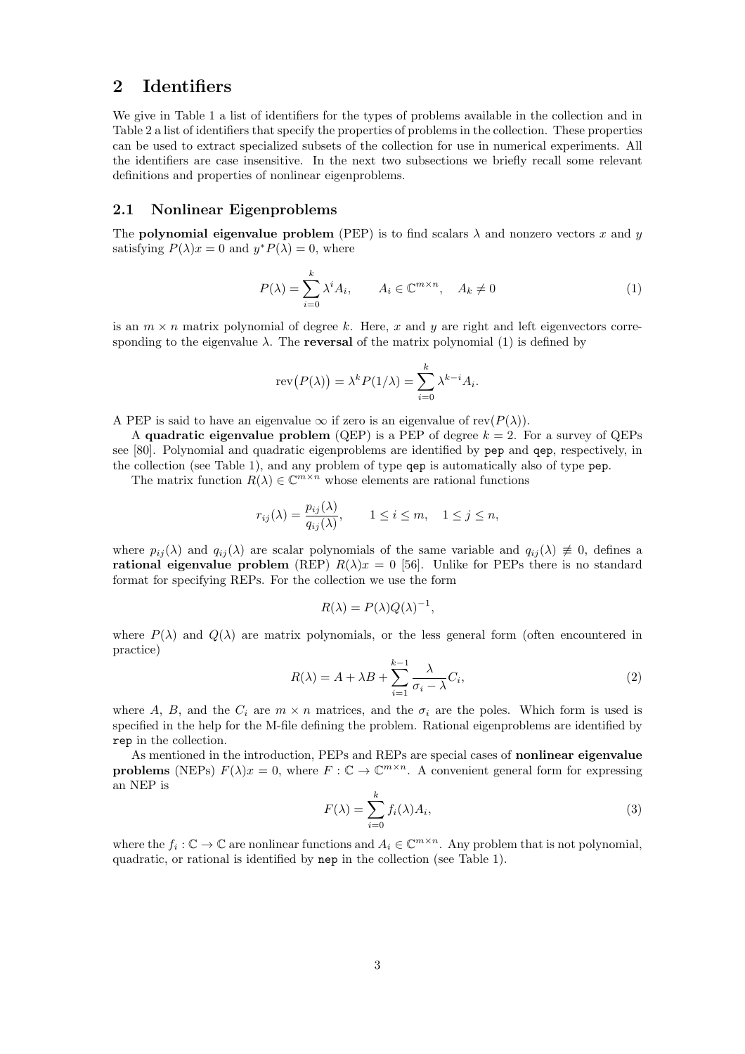## 2 Identifiers

We give in Table 1 a list of identifiers for the types of problems available in the collection and in Table 2 a list of identifiers that specify the properties of problems in the collection. These properties can be used to extract specialized subsets of the collection for use in numerical experiments. All the identifiers are case insensitive. In the next two subsections we briefly recall some relevant definitions and properties of nonlinear eigenproblems.

### 2.1 Nonlinear Eigenproblems

The **polynomial eigenvalue problem** (PEP) is to find scalars $\lambda$ and nonzero vectors $x$ and $y$ satisfying $P(\lambda)x = 0$ and $y^*P(\lambda) = 0$, where

$$P(\lambda) = \sum_{i=0}^{k} \lambda^i A_i, \qquad A_i \in \mathbb{C}^{m\times n}, \quad A_k \neq 0 \tag{1}$$

is an $m \times n$ matrix polynomial of degree $k$. Here, $x$ and $y$ are right and left eigenvectors corresponding to the eigenvalue $\lambda$. The **reversal** of the matrix polynomial (1) is defined by

$$\operatorname{rev}\big(P(\lambda)\big) = \lambda^k P(1/\lambda) = \sum_{i=0}^{k} \lambda^{k-i} A_i.$$

A PEP is said to have an eigenvalue $\infty$ if zero is an eigenvalue of $\operatorname{rev}(P(\lambda))$.

A **quadratic eigenvalue problem** (QEP) is a PEP of degree $k = 2$. For a survey of QEPs see [80]. Polynomial and quadratic eigenproblems are identified by `pep` and `qep`, respectively, in the collection (see Table 1), and any problem of type `qep` is automatically also of type `pep`.

The matrix function $R(\lambda) \in \mathbb{C}^{m\times n}$ whose elements are rational functions

$$r_{ij}(\lambda) = \frac{p_{ij}(\lambda)}{q_{ij}(\lambda)}, \qquad 1 \le i \le m, \quad 1 \le j \le n,$$

where $p_{ij}(\lambda)$ and $q_{ij}(\lambda)$ are scalar polynomials of the same variable and $q_{ij}(\lambda) \not\equiv 0$, defines a **rational eigenvalue problem** (REP) $R(\lambda)x = 0$ [56]. Unlike for PEPs there is no standard format for specifying REPs. For the collection we use the form

$$R(\lambda) = P(\lambda)Q(\lambda)^{-1},$$

where $P(\lambda)$ and $Q(\lambda)$ are matrix polynomials, or the less general form (often encountered in practice)

$$R(\lambda) = A + \lambda B + \sum_{i=1}^{k-1} \frac{\lambda}{\sigma_i - \lambda} C_i, \tag{2}$$

where $A$, $B$, and the $C_i$ are $m \times n$ matrices, and the $\sigma_i$ are the poles. Which form is used is specified in the help for the M-file defining the problem. Rational eigenproblems are identified by `rep` in the collection.

As mentioned in the introduction, PEPs and REPs are special cases of **nonlinear eigenvalue problems** (NEPs) $F(\lambda)x = 0$, where $F : \mathbb{C} \to \mathbb{C}^{m\times n}$. A convenient general form for expressing an NEP is

$$F(\lambda) = \sum_{i=0}^{k} f_i(\lambda) A_i, \tag{3}$$

where the $f_i : \mathbb{C} \to \mathbb{C}$ are nonlinear functions and $A_i \in \mathbb{C}^{m\times n}$. Any problem that is not polynomial, quadratic, or rational is identified by `nep` in the collection (see Table 1).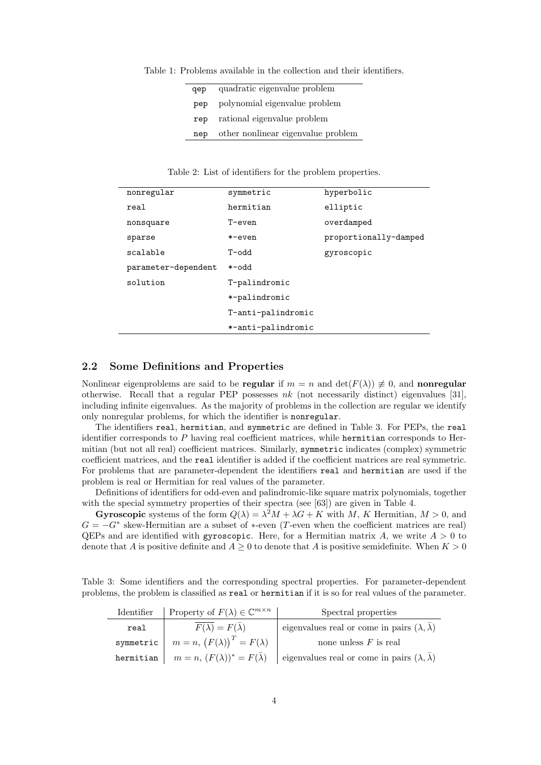Table 1: Problems available in the collection and their identifiers.

| | |
|---|---|
| qep | quadratic eigenvalue problem |
| pep | polynomial eigenvalue problem |
| rep | rational eigenvalue problem |
| nep | other nonlinear eigenvalue problem |

Table 2: List of identifiers for the problem properties.

| | | |
|---|---|---|
| nonregular | symmetric | hyperbolic |
| real | hermitian | elliptic |
| nonsquare | T-even | overdamped |
| sparse | *-even | proportionally-damped |
| scalable | T-odd | gyroscopic |
| parameter-dependent | *-odd | |
| solution | T-palindromic | |
| | *-palindromic | |
| | T-anti-palindromic | |
| | *-anti-palindromic | |

## 2.2 Some Definitions and Properties

Nonlinear eigenproblems are said to be **regular** if $m = n$ and $\det(F(\lambda)) \not\equiv 0$, and **nonregular** otherwise. Recall that a regular PEP possesses $nk$ (not necessarily distinct) eigenvalues [31], including infinite eigenvalues. As the majority of problems in the collection are regular we identify only nonregular problems, for which the identifier is nonregular.

The identifiers real, hermitian, and symmetric are defined in Table 3. For PEPs, the real identifier corresponds to $P$ having real coefficient matrices, while hermitian corresponds to Hermitian (but not all real) coefficient matrices. Similarly, symmetric indicates (complex) symmetric coefficient matrices, and the real identifier is added if the coefficient matrices are real symmetric. For problems that are parameter-dependent the identifiers real and hermitian are used if the problem is real or Hermitian for real values of the parameter.

Definitions of identifiers for odd-even and palindromic-like square matrix polynomials, together with the special symmetry properties of their spectra (see [63]) are given in Table 4.

**Gyroscopic** systems of the form $Q(\lambda) = \lambda^2 M + \lambda G + K$ with $M$, $K$ Hermitian, $M > 0$, and $G = -G^*$ skew-Hermitian are a subset of $*$-even ($T$-even when the coefficient matrices are real) QEPs and are identified with gyroscopic. Here, for a Hermitian matrix $A$, we write $A > 0$ to denote that $A$ is positive definite and $A \geq 0$ to denote that $A$ is positive semidefinite. When $K > 0$

Table 3: Some identifiers and the corresponding spectral properties. For parameter-dependent problems, the problem is classified as real or hermitian if it is so for real values of the parameter.

| Identifier | Property of $F(\lambda) \in \mathbb{C}^{m \times n}$ | Spectral properties |
|---|---|---|
| real | $\overline{F(\lambda)} = F(\bar{\lambda})$ | eigenvalues real or come in pairs $(\lambda, \bar{\lambda})$ |
| symmetric | $m = n$, $\big(F(\lambda)\big)^T = F(\lambda)$ | none unless $F$ is real |
| hermitian | $m = n$, $(F(\lambda))^* = F(\bar{\lambda})$ | eigenvalues real or come in pairs $(\lambda, \bar{\lambda})$ |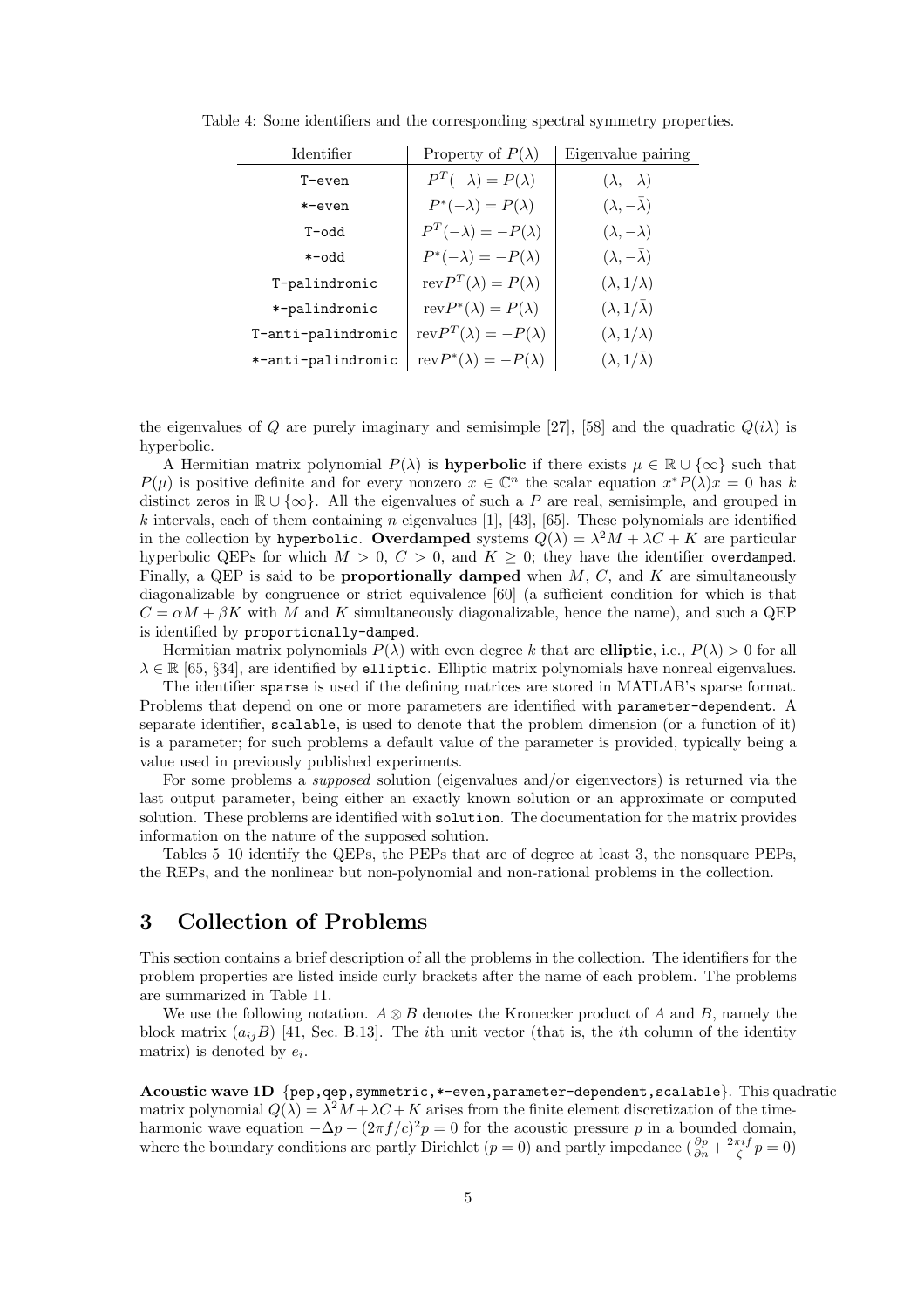Table 4: Some identifiers and the corresponding spectral symmetry properties.

| Identifier | Property of $P(\lambda)$ | Eigenvalue pairing |
|---|---|---|
| T-even | $P^T(-\lambda) = P(\lambda)$ | $(\lambda, -\lambda)$ |
| *-even | $P^*(-\lambda) = P(\lambda)$ | $(\lambda, -\bar{\lambda})$ |
| T-odd | $P^T(-\lambda) = -P(\lambda)$ | $(\lambda, -\lambda)$ |
| *-odd | $P^*(-\lambda) = -P(\lambda)$ | $(\lambda, -\bar{\lambda})$ |
| T-palindromic | $\mathrm{rev}P^T(\lambda) = P(\lambda)$ | $(\lambda, 1/\lambda)$ |
| *-palindromic | $\mathrm{rev}P^*(\lambda) = P(\lambda)$ | $(\lambda, 1/\bar{\lambda})$ |
| T-anti-palindromic | $\mathrm{rev}P^T(\lambda) = -P(\lambda)$ | $(\lambda, 1/\lambda)$ |
| *-anti-palindromic | $\mathrm{rev}P^*(\lambda) = -P(\lambda)$ | $(\lambda, 1/\bar{\lambda})$ |

the eigenvalues of $Q$ are purely imaginary and semisimple [27], [58] and the quadratic $Q(i\lambda)$ is hyperbolic.

A Hermitian matrix polynomial $P(\lambda)$ is **hyperbolic** if there exists $\mu \in \mathbb{R} \cup \{\infty\}$ such that $P(\mu)$ is positive definite and for every nonzero $x \in \mathbb{C}^n$ the scalar equation $x^*P(\lambda)x = 0$ has $k$ distinct zeros in $\mathbb{R} \cup \{\infty\}$. All the eigenvalues of such a $P$ are real, semisimple, and grouped in $k$ intervals, each of them containing $n$ eigenvalues [1], [43], [65]. These polynomials are identified in the collection by hyperbolic. **Overdamped** systems $Q(\lambda) = \lambda^2 M + \lambda C + K$ are particular hyperbolic QEPs for which $M > 0$, $C > 0$, and $K \geq 0$; they have the identifier overdamped. Finally, a QEP is said to be **proportionally damped** when $M$, $C$, and $K$ are simultaneously diagonalizable by congruence or strict equivalence [60] (a sufficient condition for which is that $C = \alpha M + \beta K$ with $M$ and $K$ simultaneously diagonalizable, hence the name), and such a QEP is identified by proportionally-damped.

Hermitian matrix polynomials $P(\lambda)$ with even degree $k$ that are **elliptic**, i.e., $P(\lambda) > 0$ for all $\lambda \in \mathbb{R}$ [65, §34], are identified by elliptic. Elliptic matrix polynomials have nonreal eigenvalues.

The identifier sparse is used if the defining matrices are stored in MATLAB's sparse format. Problems that depend on one or more parameters are identified with parameter-dependent. A separate identifier, scalable, is used to denote that the problem dimension (or a function of it) is a parameter; for such problems a default value of the parameter is provided, typically being a value used in previously published experiments.

For some problems a *supposed* solution (eigenvalues and/or eigenvectors) is returned via the last output parameter, being either an exactly known solution or an approximate or computed solution. These problems are identified with solution. The documentation for the matrix provides information on the nature of the supposed solution.

Tables 5–10 identify the QEPs, the PEPs that are of degree at least 3, the nonsquare PEPs, the REPs, and the nonlinear but non-polynomial and non-rational problems in the collection.

## 3 Collection of Problems

This section contains a brief description of all the problems in the collection. The identifiers for the problem properties are listed inside curly brackets after the name of each problem. The problems are summarized in Table 11.

We use the following notation. $A \otimes B$ denotes the Kronecker product of $A$ and $B$, namely the block matrix $(a_{ij}B)$ [41, Sec. B.13]. The $i$th unit vector (that is, the $i$th column of the identity matrix) is denoted by $e_i$.

**Acoustic wave 1D** {pep,qep,symmetric,*-even,parameter-dependent,scalable}. This quadratic matrix polynomial $Q(\lambda) = \lambda^2 M + \lambda C + K$ arises from the finite element discretization of the time-harmonic wave equation $-\Delta p - (2\pi f/c)^2 p = 0$ for the acoustic pressure $p$ in a bounded domain, where the boundary conditions are partly Dirichlet ($p = 0$) and partly impedance ($\frac{\partial p}{\partial n} + \frac{2\pi i f}{\zeta} p = 0$)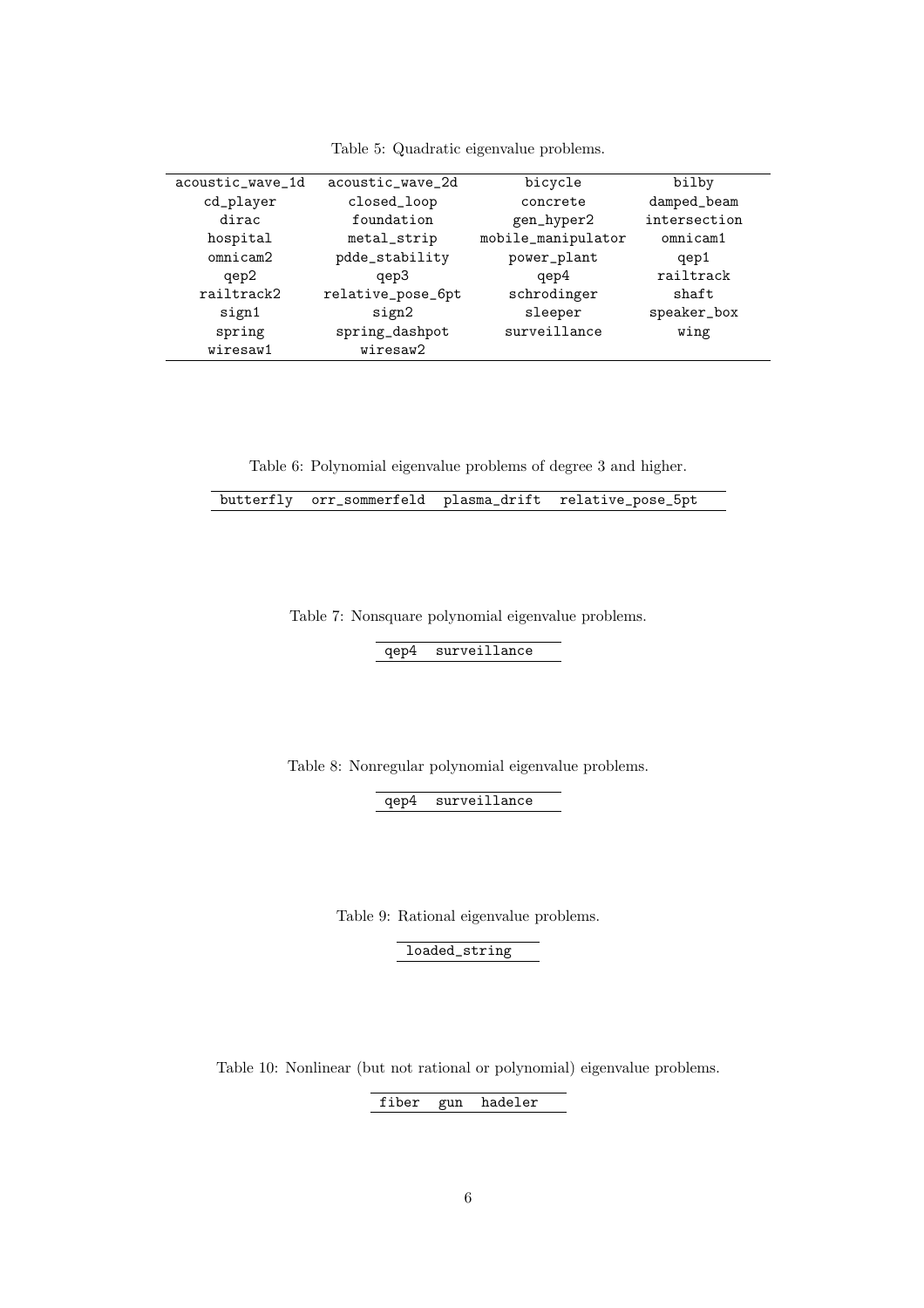Table 5: Quadratic eigenvalue problems.

| | | | |
|---|---|---|---|
| acoustic_wave_1d | acoustic_wave_2d | bicycle | bilby |
| cd_player | closed_loop | concrete | damped_beam |
| dirac | foundation | gen_hyper2 | intersection |
| hospital | metal_strip | mobile_manipulator | omnicam1 |
| omnicam2 | pdde_stability | power_plant | qep1 |
| qep2 | qep3 | qep4 | railtrack |
| railtrack2 | relative_pose_6pt | schrodinger | shaft |
| sign1 | sign2 | sleeper | speaker_box |
| spring | spring_dashpot | surveillance | wing |
| wiresaw1 | wiresaw2 | | |

Table 6: Polynomial eigenvalue problems of degree 3 and higher.

| | | | |
|---|---|---|---|
| butterfly | orr_sommerfeld | plasma_drift | relative_pose_5pt |

Table 7: Nonsquare polynomial eigenvalue problems.

| | |
|---|---|
| qep4 | surveillance |

Table 8: Nonregular polynomial eigenvalue problems.

| | |
|---|---|
| qep4 | surveillance |

Table 9: Rational eigenvalue problems.

| |
|---|
| loaded_string |

Table 10: Nonlinear (but not rational or polynomial) eigenvalue problems.

| | | |
|---|---|---|
| fiber | gun | hadeler |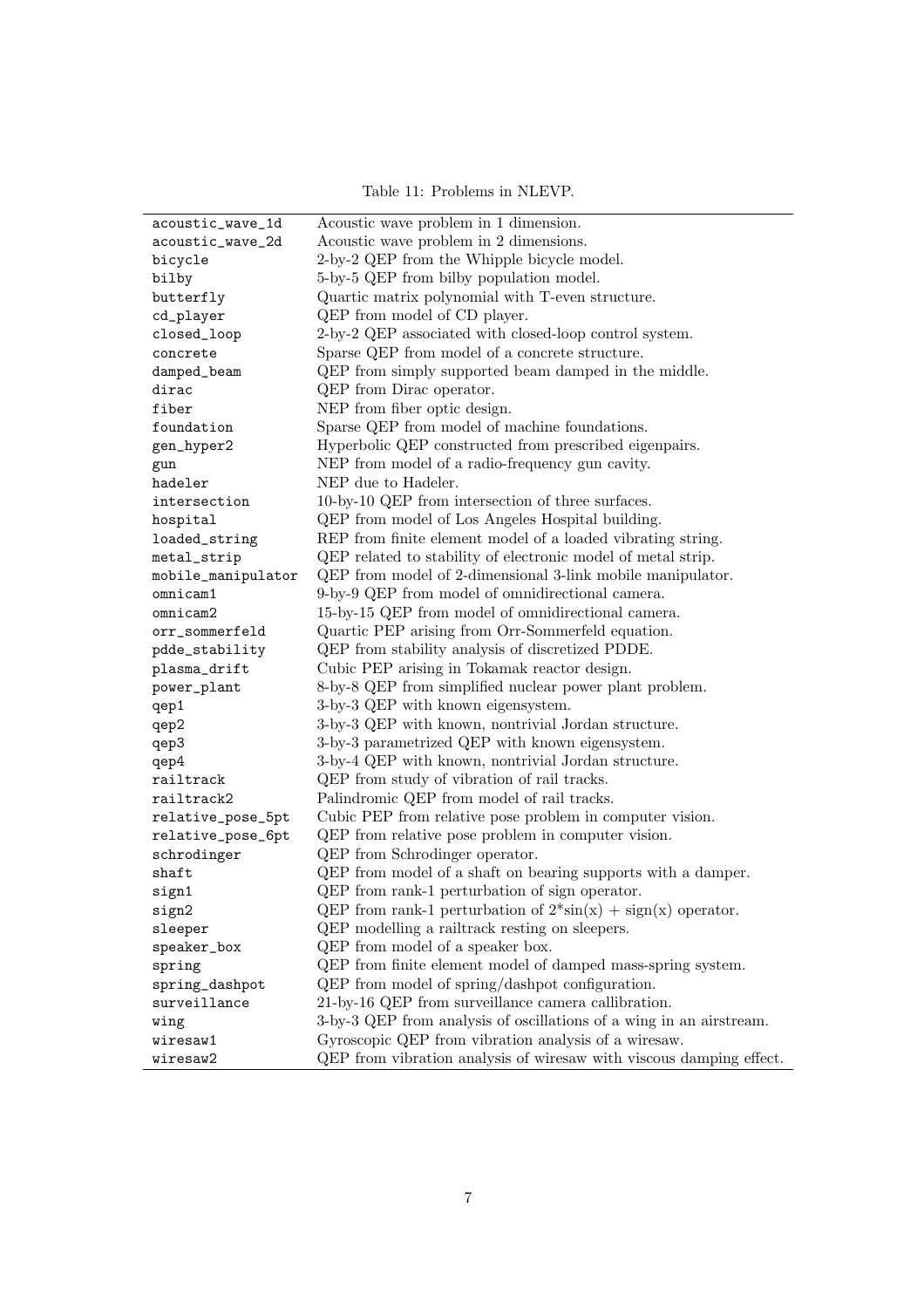Table 11: Problems in NLEVP.

| | |
|---|---|
| acoustic_wave_1d | Acoustic wave problem in 1 dimension. |
| acoustic_wave_2d | Acoustic wave problem in 2 dimensions. |
| bicycle | 2-by-2 QEP from the Whipple bicycle model. |
| bilby | 5-by-5 QEP from bilby population model. |
| butterfly | Quartic matrix polynomial with T-even structure. |
| cd_player | QEP from model of CD player. |
| closed_loop | 2-by-2 QEP associated with closed-loop control system. |
| concrete | Sparse QEP from model of a concrete structure. |
| damped_beam | QEP from simply supported beam damped in the middle. |
| dirac | QEP from Dirac operator. |
| fiber | NEP from fiber optic design. |
| foundation | Sparse QEP from model of machine foundations. |
| gen_hyper2 | Hyperbolic QEP constructed from prescribed eigenpairs. |
| gun | NEP from model of a radio-frequency gun cavity. |
| hadeler | NEP due to Hadeler. |
| intersection | 10-by-10 QEP from intersection of three surfaces. |
| hospital | QEP from model of Los Angeles Hospital building. |
| loaded_string | REP from finite element model of a loaded vibrating string. |
| metal_strip | QEP related to stability of electronic model of metal strip. |
| mobile_manipulator | QEP from model of 2-dimensional 3-link mobile manipulator. |
| omnicam1 | 9-by-9 QEP from model of omnidirectional camera. |
| omnicam2 | 15-by-15 QEP from model of omnidirectional camera. |
| orr_sommerfeld | Quartic PEP arising from Orr-Sommerfeld equation. |
| pdde_stability | QEP from stability analysis of discretized PDDE. |
| plasma_drift | Cubic PEP arising in Tokamak reactor design. |
| power_plant | 8-by-8 QEP from simplified nuclear power plant problem. |
| qep1 | 3-by-3 QEP with known eigensystem. |
| qep2 | 3-by-3 QEP with known, nontrivial Jordan structure. |
| qep3 | 3-by-3 parametrized QEP with known eigensystem. |
| qep4 | 3-by-4 QEP with known, nontrivial Jordan structure. |
| railtrack | QEP from study of vibration of rail tracks. |
| railtrack2 | Palindromic QEP from model of rail tracks. |
| relative_pose_5pt | Cubic PEP from relative pose problem in computer vision. |
| relative_pose_6pt | QEP from relative pose problem in computer vision. |
| schrodinger | QEP from Schrodinger operator. |
| shaft | QEP from model of a shaft on bearing supports with a damper. |
| sign1 | QEP from rank-1 perturbation of sign operator. |
| sign2 | QEP from rank-1 perturbation of 2*sin(x) + sign(x) operator. |
| sleeper | QEP modelling a railtrack resting on sleepers. |
| speaker_box | QEP from model of a speaker box. |
| spring | QEP from finite element model of damped mass-spring system. |
| spring_dashpot | QEP from model of spring/dashpot configuration. |
| surveillance | 21-by-16 QEP from surveillance camera callibration. |
| wing | 3-by-3 QEP from analysis of oscillations of a wing in an airstream. |
| wiresaw1 | Gyroscopic QEP from vibration analysis of a wiresaw. |
| wiresaw2 | QEP from vibration analysis of wiresaw with viscous damping effect. |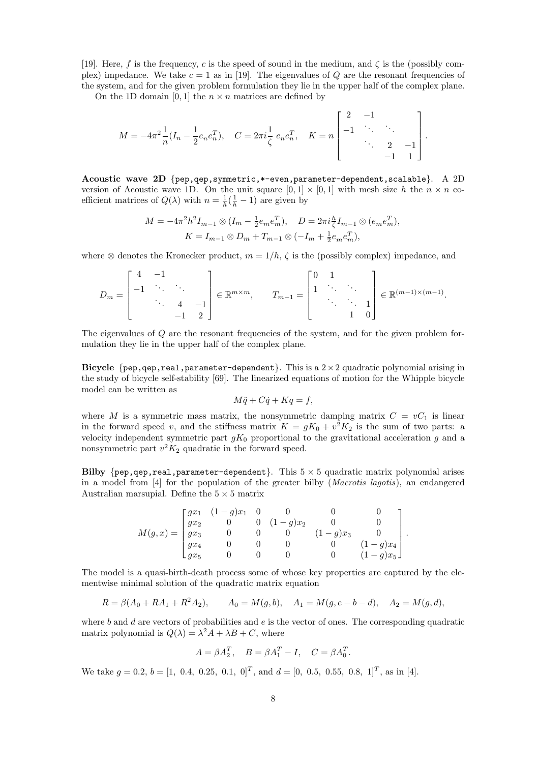[19]. Here, $f$ is the frequency, $c$ is the speed of sound in the medium, and $\zeta$ is the (possibly complex) impedance. We take $c = 1$ as in [19]. The eigenvalues of $Q$ are the resonant frequencies of the system, and for the given problem formulation they lie in the upper half of the complex plane.

On the 1D domain $[0, 1]$ the $n \times n$ matrices are defined by

$$M = -4\pi^2 \frac{1}{n}(I_n - \frac{1}{2}e_n e_n^T), \quad C = 2\pi i \frac{1}{\zeta}\, e_n e_n^T, \quad K = n \begin{bmatrix} 2 & -1 & & \\ -1 & \ddots & \ddots & \\ & \ddots & 2 & -1 \\ & & -1 & 1 \end{bmatrix}.$$

**Acoustic wave 2D** {pep,qep,symmetric,*-even,parameter-dependent,scalable}. A 2D version of Acoustic wave 1D. On the unit square $[0, 1] \times [0, 1]$ with mesh size $h$ the $n \times n$ coefficient matrices of $Q(\lambda)$ with $n = \frac{1}{h}(\frac{1}{h} - 1)$ are given by

$$M = -4\pi^2 h^2 I_{m-1} \otimes (I_m - \tfrac{1}{2}e_m e_m^T), \quad D = 2\pi i \tfrac{h}{\zeta} I_{m-1} \otimes (e_m e_m^T),$$
$$K = I_{m-1} \otimes D_m + T_{m-1} \otimes (-I_m + \tfrac{1}{2}e_m e_m^T),$$

where $\otimes$ denotes the Kronecker product, $m = 1/h$, $\zeta$ is the (possibly complex) impedance, and

$$D_m = \begin{bmatrix} 4 & -1 & & \\ -1 & \ddots & \ddots & \\ & \ddots & 4 & -1 \\ & & -1 & 2 \end{bmatrix} \in \mathbb{R}^{m \times m}, \qquad T_{m-1} = \begin{bmatrix} 0 & 1 & & \\ 1 & \ddots & \ddots & \\ & \ddots & \ddots & 1 \\ & & 1 & 0 \end{bmatrix} \in \mathbb{R}^{(m-1)\times(m-1)}.$$

The eigenvalues of $Q$ are the resonant frequencies of the system, and for the given problem formulation they lie in the upper half of the complex plane.

**Bicycle** {pep,qep,real,parameter-dependent}. This is a $2 \times 2$ quadratic polynomial arising in the study of bicycle self-stability [69]. The linearized equations of motion for the Whipple bicycle model can be written as

$$M\ddot{q} + C\dot{q} + Kq = f,$$

where $M$ is a symmetric mass matrix, the nonsymmetric damping matrix $C = vC_1$ is linear in the forward speed $v$, and the stiffness matrix $K = gK_0 + v^2 K_2$ is the sum of two parts: a velocity independent symmetric part $gK_0$ proportional to the gravitational acceleration $g$ and a nonsymmetric part $v^2 K_2$ quadratic in the forward speed.

**Bilby** {pep,qep,real,parameter-dependent}. This $5 \times 5$ quadratic matrix polynomial arises in a model from [4] for the population of the greater bilby (*Macrotis lagotis*), an endangered Australian marsupial. Define the $5 \times 5$ matrix

$$M(g, x) = \begin{bmatrix} gx_1 & (1-g)x_1 & 0 & 0 & 0 & 0 \\ gx_2 & 0 & 0 & (1-g)x_2 & 0 & 0 \\ gx_3 & 0 & 0 & 0 & (1-g)x_3 & 0 \\ gx_4 & 0 & 0 & 0 & 0 & (1-g)x_4 \\ gx_5 & 0 & 0 & 0 & 0 & (1-g)x_5 \end{bmatrix}.$$

The model is a quasi-birth-death process some of whose key properties are captured by the elementwise minimal solution of the quadratic matrix equation

$$R = \beta(A_0 + RA_1 + R^2 A_2), \qquad A_0 = M(g, b), \quad A_1 = M(g, e - b - d), \quad A_2 = M(g, d),$$

where $b$ and $d$ are vectors of probabilities and $e$ is the vector of ones. The corresponding quadratic matrix polynomial is $Q(\lambda) = \lambda^2 A + \lambda B + C$, where

$$A = \beta A_2^T, \quad B = \beta A_1^T - I, \quad C = \beta A_0^T.$$

We take $g = 0.2$, $b = [1,\ 0.4,\ 0.25,\ 0.1,\ 0]^T$, and $d = [0,\ 0.5,\ 0.55,\ 0.8,\ 1]^T$, as in [4].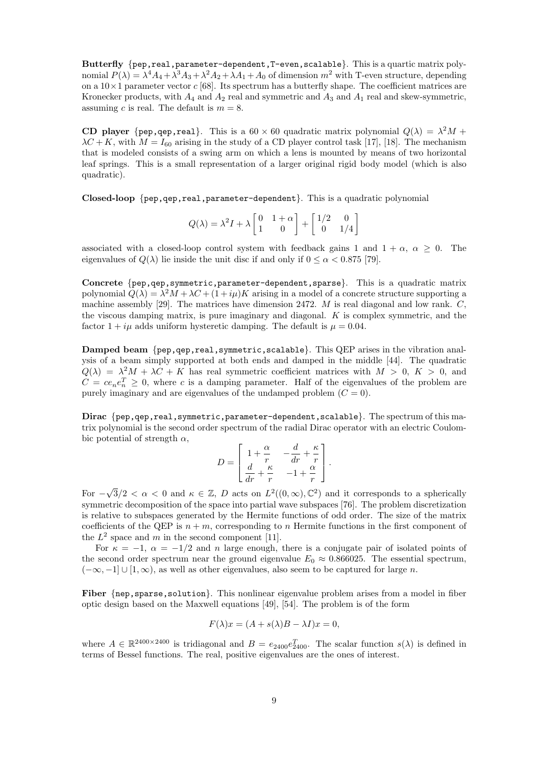**Butterfly** {pep,real,parameter-dependent,T-even,scalable}. This is a quartic matrix polynomial $P(\lambda) = \lambda^4 A_4 + \lambda^3 A_3 + \lambda^2 A_2 + \lambda A_1 + A_0$ of dimension $m^2$ with T-even structure, depending on a $10 \times 1$ parameter vector $c$ [68]. Its spectrum has a butterfly shape. The coefficient matrices are Kronecker products, with $A_4$ and $A_2$ real and symmetric and $A_3$ and $A_1$ real and skew-symmetric, assuming $c$ is real. The default is $m = 8$.

**CD player** {pep,qep,real}. This is a $60 \times 60$ quadratic matrix polynomial $Q(\lambda) = \lambda^2 M + \lambda C + K$, with $M = I_{60}$ arising in the study of a CD player control task [17], [18]. The mechanism that is modeled consists of a swing arm on which a lens is mounted by means of two horizontal leaf springs. This is a small representation of a larger original rigid body model (which is also quadratic).

**Closed-loop** {pep,qep,real,parameter-dependent}. This is a quadratic polynomial

$$Q(\lambda) = \lambda^2 I + \lambda \begin{bmatrix} 0 & 1+\alpha \\ 1 & 0 \end{bmatrix} + \begin{bmatrix} 1/2 & 0 \\ 0 & 1/4 \end{bmatrix}$$

associated with a closed-loop control system with feedback gains 1 and $1 + \alpha$, $\alpha \geq 0$. The eigenvalues of $Q(\lambda)$ lie inside the unit disc if and only if $0 \leq \alpha < 0.875$ [79].

**Concrete** {pep,qep,symmetric,parameter-dependent,sparse}. This is a quadratic matrix polynomial $Q(\lambda) = \lambda^2 M + \lambda C + (1 + i\mu)K$ arising in a model of a concrete structure supporting a machine assembly [29]. The matrices have dimension 2472. $M$ is real diagonal and low rank. $C$, the viscous damping matrix, is pure imaginary and diagonal. $K$ is complex symmetric, and the factor $1 + i\mu$ adds uniform hysteretic damping. The default is $\mu = 0.04$.

**Damped beam** {pep,qep,real,symmetric,scalable}. This QEP arises in the vibration analysis of a beam simply supported at both ends and damped in the middle [44]. The quadratic $Q(\lambda) = \lambda^2 M + \lambda C + K$ has real symmetric coefficient matrices with $M > 0$, $K > 0$, and $C = c e_n e_n^T \geq 0$, where $c$ is a damping parameter. Half of the eigenvalues of the problem are purely imaginary and are eigenvalues of the undamped problem ($C = 0$).

**Dirac** {pep,qep,real,symmetric,parameter-dependent,scalable}. The spectrum of this matrix polynomial is the second order spectrum of the radial Dirac operator with an electric Coulombic potential of strength $\alpha$,

$$D = \begin{bmatrix} 1 + \dfrac{\alpha}{r} & -\dfrac{d}{dr} + \dfrac{\kappa}{r} \\ \dfrac{d}{dr} + \dfrac{\kappa}{r} & -1 + \dfrac{\alpha}{r} \end{bmatrix}.$$

For $-\sqrt{3}/2 < \alpha < 0$ and $\kappa \in \mathbb{Z}$, $D$ acts on $L^2((0,\infty), \mathbb{C}^2)$ and it corresponds to a spherically symmetric decomposition of the space into partial wave subspaces [76]. The problem discretization is relative to subspaces generated by the Hermite functions of odd order. The size of the matrix coefficients of the QEP is $n + m$, corresponding to $n$ Hermite functions in the first component of the $L^2$ space and $m$ in the second component [11].

For $\kappa = -1$, $\alpha = -1/2$ and $n$ large enough, there is a conjugate pair of isolated points of the second order spectrum near the ground eigenvalue $E_0 \approx 0.866025$. The essential spectrum, $(-\infty, -1] \cup [1, \infty)$, as well as other eigenvalues, also seem to be captured for large $n$.

**Fiber** {nep,sparse,solution}. This nonlinear eigenvalue problem arises from a model in fiber optic design based on the Maxwell equations [49], [54]. The problem is of the form

$$F(\lambda)x = (A + s(\lambda)B - \lambda I)x = 0,$$

where $A \in \mathbb{R}^{2400 \times 2400}$ is tridiagonal and $B = e_{2400} e_{2400}^T$. The scalar function $s(\lambda)$ is defined in terms of Bessel functions. The real, positive eigenvalues are the ones of interest.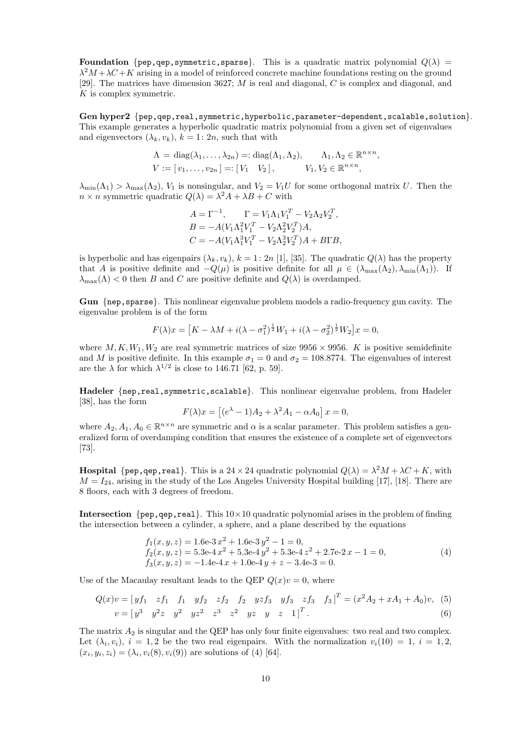**Foundation** {pep,qep,symmetric,sparse}. This is a quadratic matrix polynomial $Q(\lambda) = \lambda^2 M + \lambda C + K$ arising in a model of reinforced concrete machine foundations resting on the ground [29]. The matrices have dimension 3627; $M$ is real and diagonal, $C$ is complex and diagonal, and $K$ is complex symmetric.

**Gen hyper2** {pep,qep,real,symmetric,hyperbolic,parameter-dependent,scalable,solution}. This example generates a hyperbolic quadratic matrix polynomial from a given set of eigenvalues and eigenvectors $(\lambda_k, v_k)$, $k = 1\colon 2n$, such that with

$$
\begin{aligned}
\Lambda &= \operatorname{diag}(\lambda_1, \dots, \lambda_{2n}) =: \operatorname{diag}(\Lambda_1, \Lambda_2), \qquad \Lambda_1, \Lambda_2 \in \mathbb{R}^{n\times n}, \\
V &:= [\, v_1, \dots, v_{2n} \,] =: [\, V_1 \quad V_2 \,], \qquad V_1, V_2 \in \mathbb{R}^{n\times n},
\end{aligned}
$$

$\lambda_{\min}(\Lambda_1) > \lambda_{\max}(\Lambda_2)$, $V_1$ is nonsingular, and $V_2 = V_1 U$ for some orthogonal matrix $U$. Then the $n \times n$ symmetric quadratic $Q(\lambda) = \lambda^2 A + \lambda B + C$ with

$$
\begin{aligned}
A &= \Gamma^{-1}, \qquad \Gamma = V_1 \Lambda_1 V_1^T - V_2 \Lambda_2 V_2^T, \\
B &= -A(V_1 \Lambda_1^2 V_1^T - V_2 \Lambda_2^2 V_2^T)A, \\
C &= -A(V_1 \Lambda_1^3 V_1^T - V_2 \Lambda_2^3 V_2^T)A + B\Gamma B,
\end{aligned}
$$

is hyperbolic and has eigenpairs $(\lambda_k, v_k)$, $k = 1\colon 2n$ [1], [35]. The quadratic $Q(\lambda)$ has the property that $A$ is positive definite and $-Q(\mu)$ is positive definite for all $\mu \in (\lambda_{\max}(\Lambda_2), \lambda_{\min}(\Lambda_1))$. If $\lambda_{\max}(\Lambda) < 0$ then $B$ and $C$ are positive definite and $Q(\lambda)$ is overdamped.

**Gun** {nep,sparse}. This nonlinear eigenvalue problem models a radio-frequency gun cavity. The eigenvalue problem is of the form

$$
F(\lambda)x = \left[K - \lambda M + i(\lambda - \sigma_1^2)^{\frac{1}{2}} W_1 + i(\lambda - \sigma_2^2)^{\frac{1}{2}} W_2\right]x = 0,
$$

where $M, K, W_1, W_2$ are real symmetric matrices of size $9956 \times 9956$. $K$ is positive semidefinite and $M$ is positive definite. In this example $\sigma_1 = 0$ and $\sigma_2 = 108.8774$. The eigenvalues of interest are the $\lambda$ for which $\lambda^{1/2}$ is close to 146.71 [62, p. 59].

**Hadeler** {nep,real,symmetric,scalable}. This nonlinear eigenvalue problem, from Hadeler [38], has the form

$$
F(\lambda)x = \left[(e^{\lambda} - 1)A_2 + \lambda^2 A_1 - \alpha A_0\right]x = 0,
$$

where $A_2, A_1, A_0 \in \mathbb{R}^{n\times n}$ are symmetric and $\alpha$ is a scalar parameter. This problem satisfies a generalized form of overdamping condition that ensures the existence of a complete set of eigenvectors [73].

**Hospital** {pep,qep,real}. This is a $24 \times 24$ quadratic polynomial $Q(\lambda) = \lambda^2 M + \lambda C + K$, with $M = I_{24}$, arising in the study of the Los Angeles University Hospital building [17], [18]. There are 8 floors, each with 3 degrees of freedom.

**Intersection** {pep,qep,real}. This $10 \times 10$ quadratic polynomial arises in the problem of finding the intersection between a cylinder, a sphere, and a plane described by the equations

$$
\begin{aligned}
f_1(x,y,z) &= 1.6\text{e-}3\, x^2 + 1.6\text{e-}3\, y^2 - 1 = 0, \\
f_2(x,y,z) &= 5.3\text{e-}4\, x^2 + 5.3\text{e-}4\, y^2 + 5.3\text{e-}4\, z^2 + 2.7\text{e-}2\, x - 1 = 0, \\
f_3(x,y,z) &= -1.4\text{e-}4\, x + 1.0\text{e-}4\, y + z - 3.4\text{e-}3 = 0.
\end{aligned}
\tag{4}
$$

Use of the Macaulay resultant leads to the QEP $Q(x)v = 0$, where

$$
Q(x)v = [\, yf_1 \quad zf_1 \quad f_1 \quad yf_2 \quad zf_2 \quad f_2 \quad yzf_3 \quad yf_3 \quad zf_3 \quad f_3 \,]^T = (x^2 A_2 + xA_1 + A_0)v, \tag{5}
$$

$$
v = [\, y^3 \quad y^2 z \quad y^2 \quad yz^2 \quad z^3 \quad z^2 \quad yz \quad y \quad z \quad 1 \,]^T. \tag{6}
$$

The matrix $A_2$ is singular and the QEP has only four finite eigenvalues: two real and two complex. Let $(\lambda_i, v_i)$, $i = 1, 2$ be the two real eigenpairs. With the normalization $v_i(10) = 1$, $i = 1, 2$, $(x_i, y_i, z_i) = (\lambda_i, v_i(8), v_i(9))$ are solutions of (4) [64].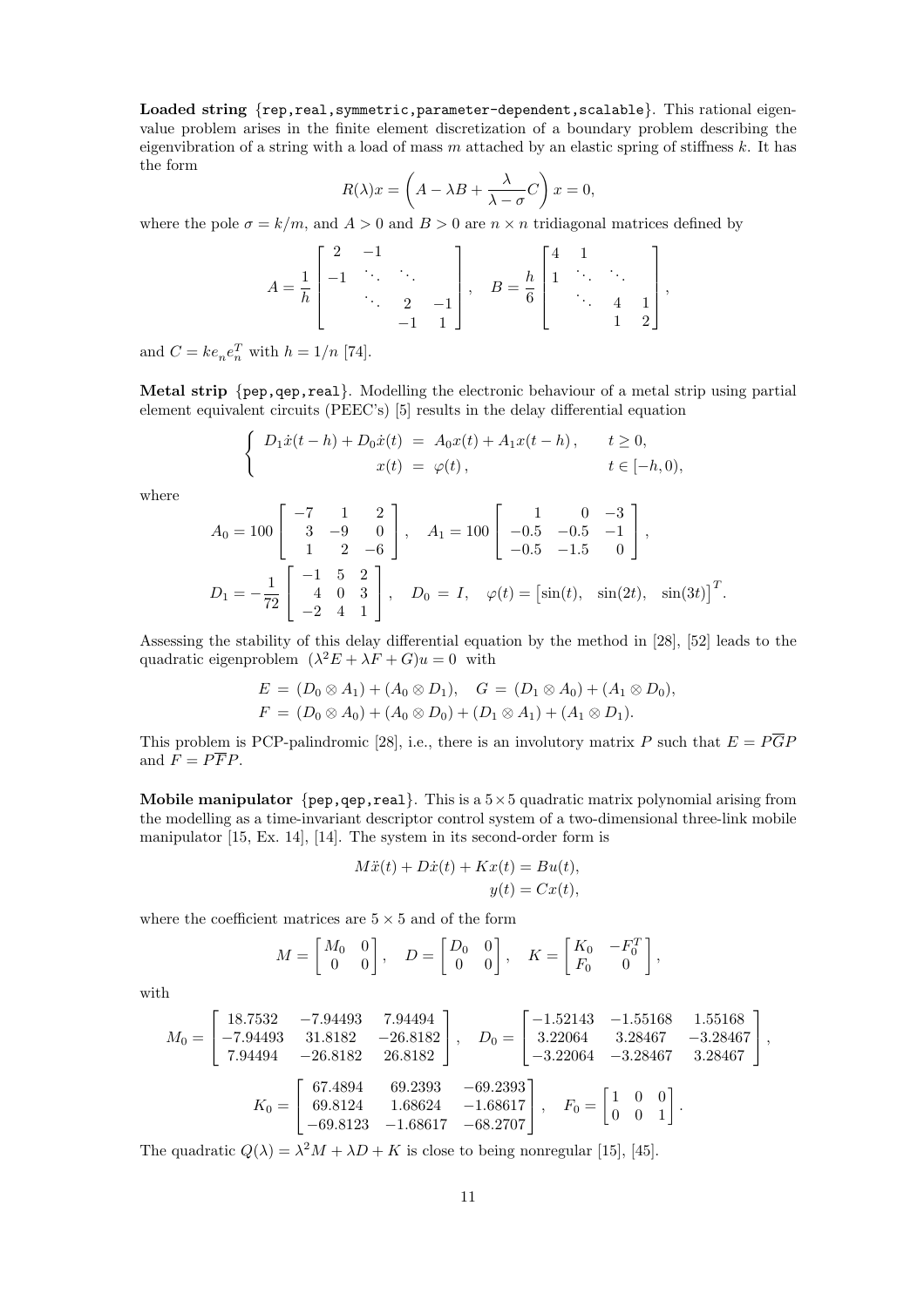**Loaded string** {rep,real,symmetric,parameter-dependent,scalable}. This rational eigenvalue problem arises in the finite element discretization of a boundary problem describing the eigenvibration of a string with a load of mass $m$ attached by an elastic spring of stiffness $k$. It has the form

$$R(\lambda)x = \left(A - \lambda B + \frac{\lambda}{\lambda - \sigma}C\right)x = 0,$$

where the pole $\sigma = k/m$, and $A > 0$ and $B > 0$ are $n \times n$ tridiagonal matrices defined by

$$A = \frac{1}{h}\begin{bmatrix} 2 & -1 & & \\ -1 & \ddots & \ddots & \\ & \ddots & 2 & -1 \\ & & -1 & 1 \end{bmatrix}, \quad B = \frac{h}{6}\begin{bmatrix} 4 & 1 & & \\ 1 & \ddots & \ddots & \\ & \ddots & 4 & 1 \\ & & 1 & 2 \end{bmatrix},$$

and $C = ke_ne_n^T$ with $h = 1/n$ [74].

**Metal strip** {pep,qep,real}. Modelling the electronic behaviour of a metal strip using partial element equivalent circuits (PEEC's) [5] results in the delay differential equation

$$\begin{cases} D_1\dot{x}(t-h) + D_0\dot{x}(t) = A_0x(t) + A_1x(t-h), & t \geq 0, \\ x(t) = \varphi(t), & t \in [-h, 0), \end{cases}$$

where

$$A_0 = 100\begin{bmatrix} -7 & 1 & 2 \\ 3 & -9 & 0 \\ 1 & 2 & -6 \end{bmatrix}, \quad A_1 = 100\begin{bmatrix} 1 & 0 & -3 \\ -0.5 & -0.5 & -1 \\ -0.5 & -1.5 & 0 \end{bmatrix},$$

$$D_1 = -\frac{1}{72}\begin{bmatrix} -1 & 5 & 2 \\ 4 & 0 & 3 \\ -2 & 4 & 1 \end{bmatrix}, \quad D_0 = I, \quad \varphi(t) = \begin{bmatrix}\sin(t), & \sin(2t), & \sin(3t)\end{bmatrix}^T.$$

Assessing the stability of this delay differential equation by the method in [28], [52] leads to the quadratic eigenproblem $(\lambda^2E + \lambda F + G)u = 0$ with

$$E = (D_0 \otimes A_1) + (A_0 \otimes D_1), \quad G = (D_1 \otimes A_0) + (A_1 \otimes D_0),$$
$$F = (D_0 \otimes A_0) + (A_0 \otimes D_0) + (D_1 \otimes A_1) + (A_1 \otimes D_1).$$

This problem is PCP-palindromic [28], i.e., there is an involutory matrix $P$ such that $E = P\overline{G}P$ and $F = P\overline{F}P$.

**Mobile manipulator** {pep,qep,real}. This is a $5 \times 5$ quadratic matrix polynomial arising from the modelling as a time-invariant descriptor control system of a two-dimensional three-link mobile manipulator [15, Ex. 14], [14]. The system in its second-order form is

$$M\ddot{x}(t) + D\dot{x}(t) + Kx(t) = Bu(t),$$
$$y(t) = Cx(t),$$

where the coefficient matrices are $5 \times 5$ and of the form

$$M = \begin{bmatrix} M_0 & 0 \\ 0 & 0 \end{bmatrix}, \quad D = \begin{bmatrix} D_0 & 0 \\ 0 & 0 \end{bmatrix}, \quad K = \begin{bmatrix} K_0 & -F_0^T \\ F_0 & 0 \end{bmatrix},$$

with

$$M_0 = \begin{bmatrix} 18.7532 & -7.94493 & 7.94494 \\ -7.94493 & 31.8182 & -26.8182 \\ 7.94494 & -26.8182 & 26.8182 \end{bmatrix}, \quad D_0 = \begin{bmatrix} -1.52143 & -1.55168 & 1.55168 \\ 3.22064 & 3.28467 & -3.28467 \\ -3.22064 & -3.28467 & 3.28467 \end{bmatrix},$$

$$K_0 = \begin{bmatrix} 67.4894 & 69.2393 & -69.2393 \\ 69.8124 & 1.68624 & -1.68617 \\ -69.8123 & -1.68617 & -68.2707 \end{bmatrix}, \quad F_0 = \begin{bmatrix} 1 & 0 & 0 \\ 0 & 0 & 1 \end{bmatrix}.$$

The quadratic $Q(\lambda) = \lambda^2M + \lambda D + K$ is close to being nonregular [15], [45].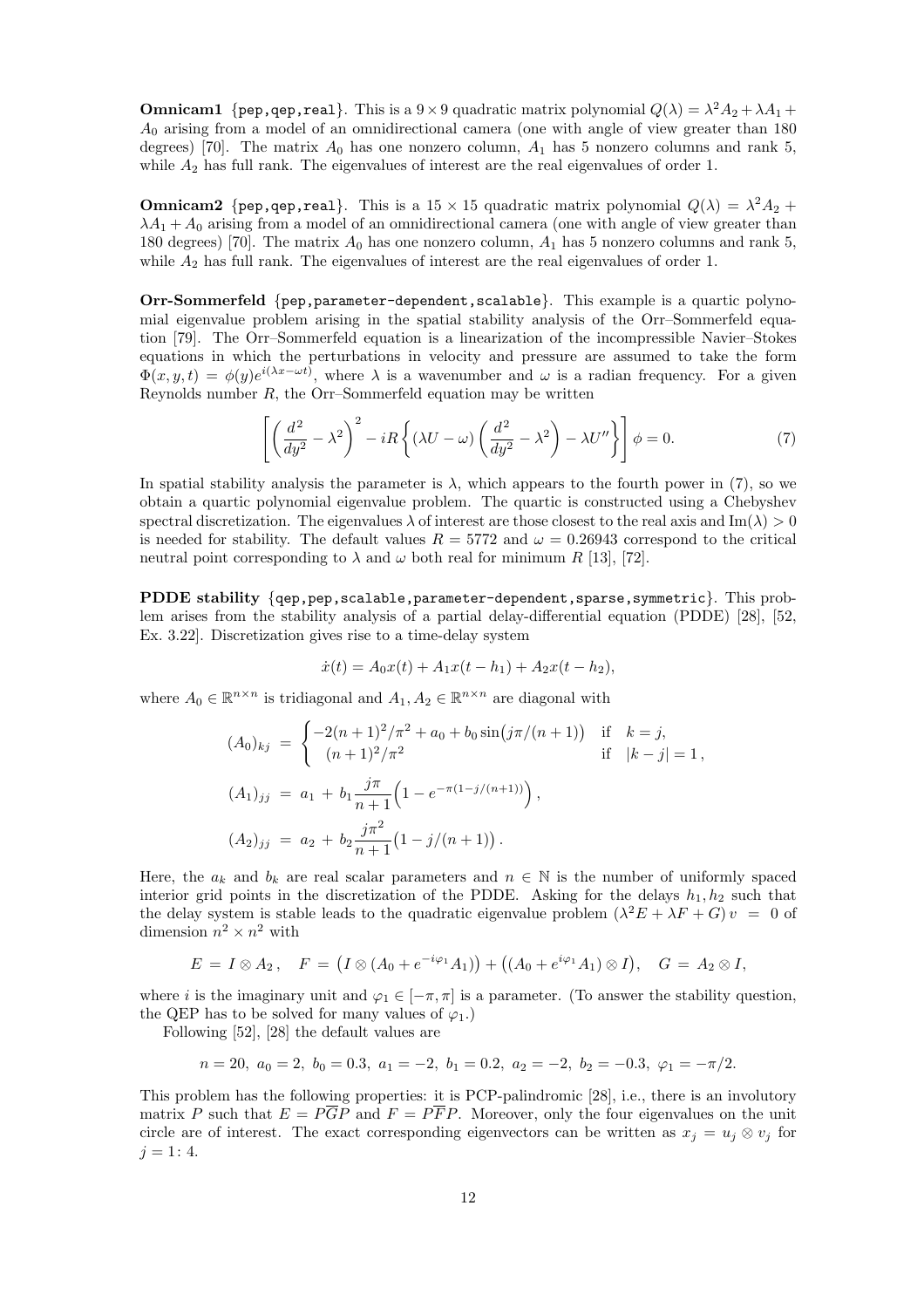**Omnicam1** {`pep`,`qep`,`real`}. This is a $9 \times 9$ quadratic matrix polynomial $Q(\lambda) = \lambda^2 A_2 + \lambda A_1 + A_0$ arising from a model of an omnidirectional camera (one with angle of view greater than 180 degrees) [70]. The matrix $A_0$ has one nonzero column, $A_1$ has 5 nonzero columns and rank 5, while $A_2$ has full rank. The eigenvalues of interest are the real eigenvalues of order 1.

**Omnicam2** {`pep`,`qep`,`real`}. This is a $15 \times 15$ quadratic matrix polynomial $Q(\lambda) = \lambda^2 A_2 + \lambda A_1 + A_0$ arising from a model of an omnidirectional camera (one with angle of view greater than 180 degrees) [70]. The matrix $A_0$ has one nonzero column, $A_1$ has 5 nonzero columns and rank 5, while $A_2$ has full rank. The eigenvalues of interest are the real eigenvalues of order 1.

**Orr-Sommerfeld** {`pep`,`parameter-dependent`,`scalable`}. This example is a quartic polynomial eigenvalue problem arising in the spatial stability analysis of the Orr–Sommerfeld equation [79]. The Orr–Sommerfeld equation is a linearization of the incompressible Navier–Stokes equations in which the perturbations in velocity and pressure are assumed to take the form $\Phi(x, y, t) = \phi(y)e^{i(\lambda x - \omega t)}$, where $\lambda$ is a wavenumber and $\omega$ is a radian frequency. For a given Reynolds number $R$, the Orr–Sommerfeld equation may be written

$$\left[ \left( \frac{d^2}{dy^2} - \lambda^2 \right)^2 - iR \left\{ (\lambda U - \omega) \left( \frac{d^2}{dy^2} - \lambda^2 \right) - \lambda U'' \right\} \right] \phi = 0. \tag{7}$$

In spatial stability analysis the parameter is $\lambda$, which appears to the fourth power in (7), so we obtain a quartic polynomial eigenvalue problem. The quartic is constructed using a Chebyshev spectral discretization. The eigenvalues $\lambda$ of interest are those closest to the real axis and $\mathrm{Im}(\lambda) > 0$ is needed for stability. The default values $R = 5772$ and $\omega = 0.26943$ correspond to the critical neutral point corresponding to $\lambda$ and $\omega$ both real for minimum $R$ [13], [72].

**PDDE stability** {`qep`,`pep`,`scalable`,`parameter-dependent`,`sparse`,`symmetric`}. This problem arises from the stability analysis of a partial delay-differential equation (PDDE) [28], [52, Ex. 3.22]. Discretization gives rise to a time-delay system

$$\dot{x}(t) = A_0 x(t) + A_1 x(t - h_1) + A_2 x(t - h_2),$$

where $A_0 \in \mathbb{R}^{n \times n}$ is tridiagonal and $A_1, A_2 \in \mathbb{R}^{n \times n}$ are diagonal with

$$(A_0)_{kj} = \begin{cases} -2(n+1)^2/\pi^2 + a_0 + b_0 \sin\bigl(j\pi/(n+1)\bigr) & \text{if} \quad k = j, \\ (n+1)^2/\pi^2 & \text{if} \quad |k - j| = 1, \end{cases}$$

$$(A_1)_{jj} = a_1 + b_1 \frac{j\pi}{n+1}\Bigl(1 - e^{-\pi(1 - j/(n+1))}\Bigr),$$

$$(A_2)_{jj} = a_2 + b_2 \frac{j\pi^2}{n+1}\bigl(1 - j/(n+1)\bigr).$$

Here, the $a_k$ and $b_k$ are real scalar parameters and $n \in \mathbb{N}$ is the number of uniformly spaced interior grid points in the discretization of the PDDE. Asking for the delays $h_1, h_2$ such that the delay system is stable leads to the quadratic eigenvalue problem $(\lambda^2 E + \lambda F + G)\, v = 0$ of dimension $n^2 \times n^2$ with

$$E = I \otimes A_2, \quad F = \bigl(I \otimes (A_0 + e^{-i\varphi_1} A_1)\bigr) + \bigl((A_0 + e^{i\varphi_1} A_1) \otimes I\bigr), \quad G = A_2 \otimes I,$$

where $i$ is the imaginary unit and $\varphi_1 \in [-\pi, \pi]$ is a parameter. (To answer the stability question, the QEP has to be solved for many values of $\varphi_1$.)

Following [52], [28] the default values are

$$n = 20,\ a_0 = 2,\ b_0 = 0.3,\ a_1 = -2,\ b_1 = 0.2,\ a_2 = -2,\ b_2 = -0.3,\ \varphi_1 = -\pi/2.$$

This problem has the following properties: it is PCP-palindromic [28], i.e., there is an involutory matrix $P$ such that $E = P\overline{G}P$ and $F = P\overline{F}P$. Moreover, only the four eigenvalues on the unit circle are of interest. The exact corresponding eigenvectors can be written as $x_j = u_j \otimes v_j$ for $j = 1\colon 4$.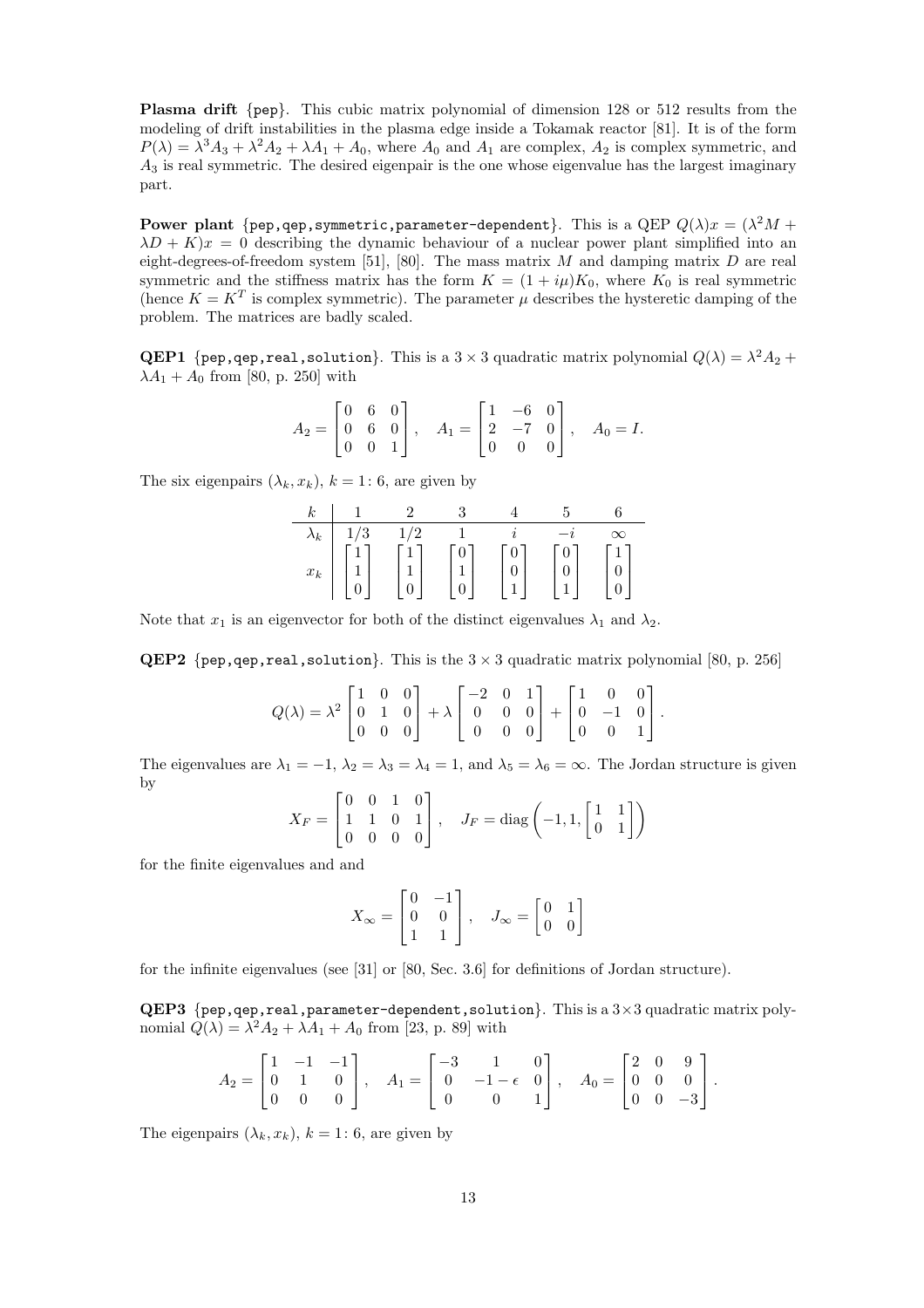**Plasma drift** {pep}. This cubic matrix polynomial of dimension 128 or 512 results from the modeling of drift instabilities in the plasma edge inside a Tokamak reactor [81]. It is of the form $P(\lambda) = \lambda^3 A_3 + \lambda^2 A_2 + \lambda A_1 + A_0$, where $A_0$ and $A_1$ are complex, $A_2$ is complex symmetric, and $A_3$ is real symmetric. The desired eigenpair is the one whose eigenvalue has the largest imaginary part.

**Power plant** {pep,qep,symmetric,parameter-dependent}. This is a QEP $Q(\lambda)x = (\lambda^2 M + \lambda D + K)x = 0$ describing the dynamic behaviour of a nuclear power plant simplified into an eight-degrees-of-freedom system [51], [80]. The mass matrix $M$ and damping matrix $D$ are real symmetric and the stiffness matrix has the form $K = (1 + i\mu)K_0$, where $K_0$ is real symmetric (hence $K = K^T$ is complex symmetric). The parameter $\mu$ describes the hysteretic damping of the problem. The matrices are badly scaled.

**QEP1** {pep,qep,real,solution}. This is a $3 \times 3$ quadratic matrix polynomial $Q(\lambda) = \lambda^2 A_2 + \lambda A_1 + A_0$ from [80, p. 250] with

$$A_2 = \begin{bmatrix} 0 & 6 & 0 \\ 0 & 6 & 0 \\ 0 & 0 & 1 \end{bmatrix}, \quad A_1 = \begin{bmatrix} 1 & -6 & 0 \\ 2 & -7 & 0 \\ 0 & 0 & 0 \end{bmatrix}, \quad A_0 = I.$$

The six eigenpairs $(\lambda_k, x_k)$, $k = 1\colon 6$, are given by

| $k$ | 1 | 2 | 3 | 4 | 5 | 6 |
|---|---|---|---|---|---|---|
| $\lambda_k$ | $1/3$ | $1/2$ | $1$ | $i$ | $-i$ | $\infty$ |
| $x_k$ | $\begin{bmatrix} 1 \\ 1 \\ 0 \end{bmatrix}$ | $\begin{bmatrix} 1 \\ 1 \\ 0 \end{bmatrix}$ | $\begin{bmatrix} 0 \\ 1 \\ 0 \end{bmatrix}$ | $\begin{bmatrix} 0 \\ 0 \\ 1 \end{bmatrix}$ | $\begin{bmatrix} 0 \\ 0 \\ 1 \end{bmatrix}$ | $\begin{bmatrix} 1 \\ 0 \\ 0 \end{bmatrix}$ |

Note that $x_1$ is an eigenvector for both of the distinct eigenvalues $\lambda_1$ and $\lambda_2$.

**QEP2** {pep,qep,real,solution}. This is the $3 \times 3$ quadratic matrix polynomial [80, p. 256]

$$Q(\lambda) = \lambda^2 \begin{bmatrix} 1 & 0 & 0 \\ 0 & 1 & 0 \\ 0 & 0 & 0 \end{bmatrix} + \lambda \begin{bmatrix} -2 & 0 & 1 \\ 0 & 0 & 0 \\ 0 & 0 & 0 \end{bmatrix} + \begin{bmatrix} 1 & 0 & 0 \\ 0 & -1 & 0 \\ 0 & 0 & 1 \end{bmatrix}.$$

The eigenvalues are $\lambda_1 = -1$, $\lambda_2 = \lambda_3 = \lambda_4 = 1$, and $\lambda_5 = \lambda_6 = \infty$. The Jordan structure is given by

$$X_F = \begin{bmatrix} 0 & 0 & 1 & 0 \\ 1 & 1 & 0 & 1 \\ 0 & 0 & 0 & 0 \end{bmatrix}, \quad J_F = \operatorname{diag}\left(-1, 1, \begin{bmatrix} 1 & 1 \\ 0 & 1 \end{bmatrix}\right)$$

for the finite eigenvalues and and

$$X_\infty = \begin{bmatrix} 0 & -1 \\ 0 & 0 \\ 1 & 1 \end{bmatrix}, \quad J_\infty = \begin{bmatrix} 0 & 1 \\ 0 & 0 \end{bmatrix}$$

for the infinite eigenvalues (see [31] or [80, Sec. 3.6] for definitions of Jordan structure).

**QEP3** {pep,qep,real,parameter-dependent,solution}. This is a $3 \times 3$ quadratic matrix polynomial $Q(\lambda) = \lambda^2 A_2 + \lambda A_1 + A_0$ from [23, p. 89] with

$$A_2 = \begin{bmatrix} 1 & -1 & -1 \\ 0 & 1 & 0 \\ 0 & 0 & 0 \end{bmatrix}, \quad A_1 = \begin{bmatrix} -3 & 1 & 0 \\ 0 & -1-\epsilon & 0 \\ 0 & 0 & 1 \end{bmatrix}, \quad A_0 = \begin{bmatrix} 2 & 0 & 9 \\ 0 & 0 & 0 \\ 0 & 0 & -3 \end{bmatrix}.$$

The eigenpairs $(\lambda_k, x_k)$, $k = 1\colon 6$, are given by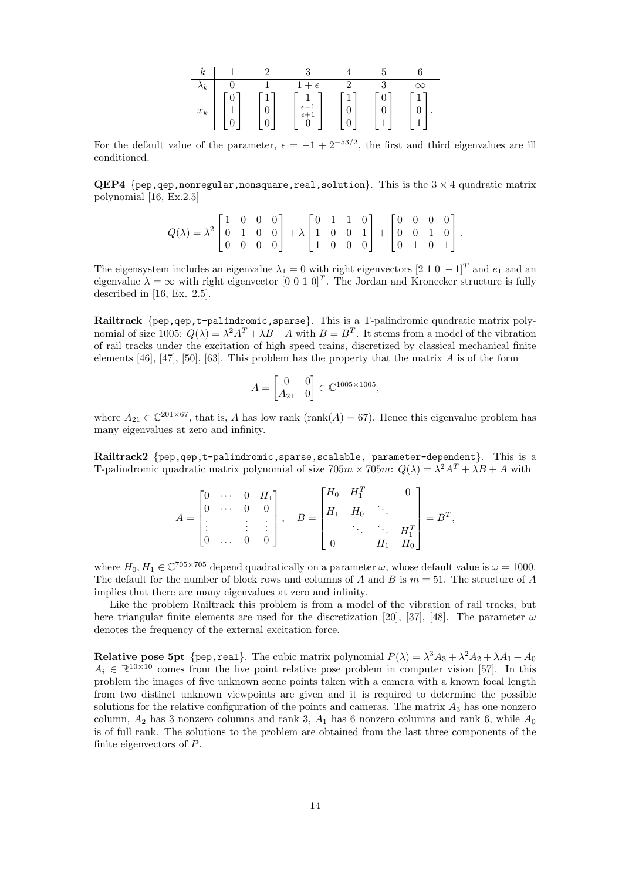| $k$ | 1 | 2 | 3 | 4 | 5 | 6 |
|---|---|---|---|---|---|---|
| $\lambda_k$ | 0 | 1 | $1+\epsilon$ | 2 | 3 | $\infty$ |
| $x_k$ | $\begin{bmatrix}0\\1\\0\end{bmatrix}$ | $\begin{bmatrix}1\\0\\0\end{bmatrix}$ | $\begin{bmatrix}1\\\frac{\epsilon-1}{\epsilon+1}\\0\end{bmatrix}$ | $\begin{bmatrix}1\\0\\0\end{bmatrix}$ | $\begin{bmatrix}0\\0\\1\end{bmatrix}$ | $\begin{bmatrix}1\\0\\1\end{bmatrix}$. |

For the default value of the parameter, $\epsilon = -1 + 2^{-53/2}$, the first and third eigenvalues are ill conditioned.

**QEP4** {`pep,qep,nonregular,nonsquare,real,solution`}. This is the $3 \times 4$ quadratic matrix polynomial [16, Ex.2.5]

$$Q(\lambda) = \lambda^2 \begin{bmatrix} 1 & 0 & 0 & 0 \\ 0 & 1 & 0 & 0 \\ 0 & 0 & 0 & 0 \end{bmatrix} + \lambda \begin{bmatrix} 0 & 1 & 1 & 0 \\ 1 & 0 & 0 & 1 \\ 1 & 0 & 0 & 0 \end{bmatrix} + \begin{bmatrix} 0 & 0 & 0 & 0 \\ 0 & 0 & 1 & 0 \\ 0 & 1 & 0 & 1 \end{bmatrix}.$$

The eigensystem includes an eigenvalue $\lambda_1 = 0$ with right eigenvectors $[2\ 1\ 0\ -1]^T$ and $e_1$ and an eigenvalue $\lambda = \infty$ with right eigenvector $[0\ 0\ 1\ 0]^T$. The Jordan and Kronecker structure is fully described in [16, Ex. 2.5].

**Railtrack** {`pep,qep,t-palindromic,sparse`}. This is a T-palindromic quadratic matrix polynomial of size 1005: $Q(\lambda) = \lambda^2 A^T + \lambda B + A$ with $B = B^T$. It stems from a model of the vibration of rail tracks under the excitation of high speed trains, discretized by classical mechanical finite elements [46], [47], [50], [63]. This problem has the property that the matrix $A$ is of the form

$$A = \begin{bmatrix} 0 & 0 \\ A_{21} & 0 \end{bmatrix} \in \mathbb{C}^{1005 \times 1005},$$

where $A_{21} \in \mathbb{C}^{201 \times 67}$, that is, $A$ has low rank ($\text{rank}(A) = 67$). Hence this eigenvalue problem has many eigenvalues at zero and infinity.

**Railtrack2** {`pep,qep,t-palindromic,sparse,scalable, parameter-dependent`}. This is a T-palindromic quadratic matrix polynomial of size $705m \times 705m$: $Q(\lambda) = \lambda^2 A^T + \lambda B + A$ with

$$A = \begin{bmatrix} 0 & \cdots & 0 & H_1 \\ 0 & \cdots & 0 & 0 \\ \vdots & & \vdots & \vdots \\ 0 & \dots & 0 & 0 \end{bmatrix}, \quad B = \begin{bmatrix} H_0 & H_1^T & & 0 \\ H_1 & H_0 & \ddots & \\ & \ddots & \ddots & H_1^T \\ 0 & & H_1 & H_0 \end{bmatrix} = B^T,$$

where $H_0, H_1 \in \mathbb{C}^{705 \times 705}$ depend quadratically on a parameter $\omega$, whose default value is $\omega = 1000$. The default for the number of block rows and columns of $A$ and $B$ is $m = 51$. The structure of $A$ implies that there are many eigenvalues at zero and infinity.

Like the problem Railtrack this problem is from a model of the vibration of rail tracks, but here triangular finite elements are used for the discretization [20], [37], [48]. The parameter $\omega$ denotes the frequency of the external excitation force.

**Relative pose 5pt** {`pep,real`}. The cubic matrix polynomial $P(\lambda) = \lambda^3 A_3 + \lambda^2 A_2 + \lambda A_1 + A_0$ $A_i \in \mathbb{R}^{10 \times 10}$ comes from the five point relative pose problem in computer vision [57]. In this problem the images of five unknown scene points taken with a camera with a known focal length from two distinct unknown viewpoints are given and it is required to determine the possible solutions for the relative configuration of the points and cameras. The matrix $A_3$ has one nonzero column, $A_2$ has 3 nonzero columns and rank 3, $A_1$ has 6 nonzero columns and rank 6, while $A_0$ is of full rank. The solutions to the problem are obtained from the last three components of the finite eigenvectors of $P$.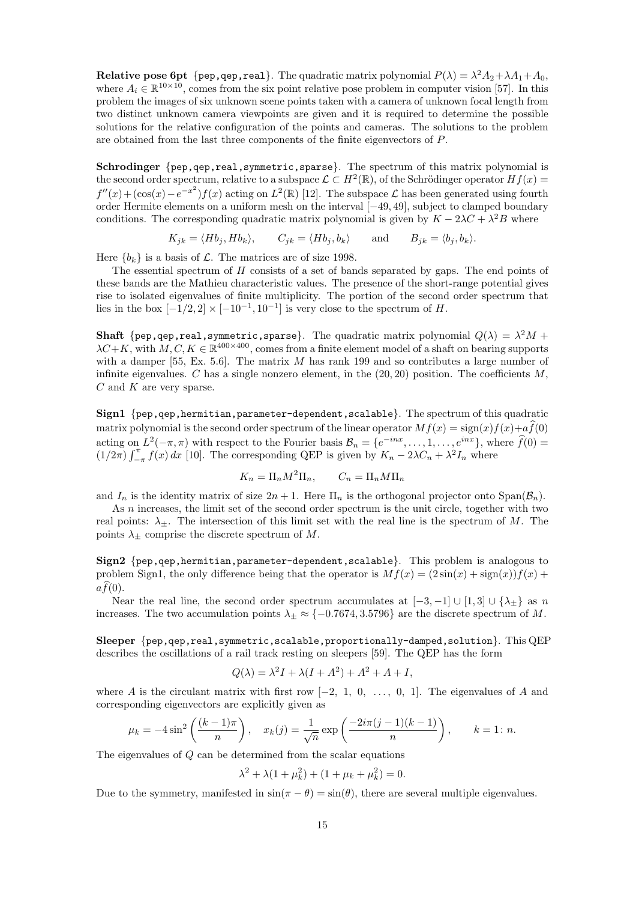**Relative pose 6pt** {pep,qep,real}. The quadratic matrix polynomial $P(\lambda) = \lambda^2 A_2 + \lambda A_1 + A_0$, where $A_i \in \mathbb{R}^{10\times 10}$, comes from the six point relative pose problem in computer vision [57]. In this problem the images of six unknown scene points taken with a camera of unknown focal length from two distinct unknown camera viewpoints are given and it is required to determine the possible solutions for the relative configuration of the points and cameras. The solutions to the problem are obtained from the last three components of the finite eigenvectors of $P$.

**Schrodinger** {pep,qep,real,symmetric,sparse}. The spectrum of this matrix polynomial is the second order spectrum, relative to a subspace $\mathcal{L} \subset H^2(\mathbb{R})$, of the Schrödinger operator $Hf(x) = f''(x) + (\cos(x) - e^{-x^2})f(x)$ acting on $L^2(\mathbb{R})$ [12]. The subspace $\mathcal{L}$ has been generated using fourth order Hermite elements on a uniform mesh on the interval $[-49, 49]$, subject to clamped boundary conditions. The corresponding quadratic matrix polynomial is given by $K - 2\lambda C + \lambda^2 B$ where

$$K_{jk} = \langle Hb_j, Hb_k\rangle, \qquad C_{jk} = \langle Hb_j, b_k\rangle \qquad \text{and} \qquad B_{jk} = \langle b_j, b_k\rangle.$$

Here $\{b_k\}$ is a basis of $\mathcal{L}$. The matrices are of size 1998.

The essential spectrum of $H$ consists of a set of bands separated by gaps. The end points of these bands are the Mathieu characteristic values. The presence of the short-range potential gives rise to isolated eigenvalues of finite multiplicity. The portion of the second order spectrum that lies in the box $[-1/2, 2] \times [-10^{-1}, 10^{-1}]$ is very close to the spectrum of $H$.

**Shaft** {pep,qep,real,symmetric,sparse}. The quadratic matrix polynomial $Q(\lambda) = \lambda^2 M + \lambda C + K$, with $M, C, K \in \mathbb{R}^{400\times 400}$, comes from a finite element model of a shaft on bearing supports with a damper [55, Ex. 5.6]. The matrix $M$ has rank 199 and so contributes a large number of infinite eigenvalues. $C$ has a single nonzero element, in the $(20, 20)$ position. The coefficients $M$, $C$ and $K$ are very sparse.

**Sign1** {pep,qep,hermitian,parameter-dependent,scalable}. The spectrum of this quadratic matrix polynomial is the second order spectrum of the linear operator $Mf(x) = \operatorname{sign}(x)f(x) + a\widehat{f}(0)$ acting on $L^2(-\pi,\pi)$ with respect to the Fourier basis $\mathcal{B}_n = \{e^{-inx}, \ldots, 1, \ldots, e^{inx}\}$, where $\widehat{f}(0) = (1/2\pi)\int_{-\pi}^{\pi} f(x)\,dx$ [10]. The corresponding QEP is given by $K_n - 2\lambda C_n + \lambda^2 I_n$ where

$$K_n = \Pi_n M^2 \Pi_n, \qquad C_n = \Pi_n M \Pi_n$$

and $I_n$ is the identity matrix of size $2n+1$. Here $\Pi_n$ is the orthogonal projector onto $\operatorname{Span}(\mathcal{B}_n)$.

As $n$ increases, the limit set of the second order spectrum is the unit circle, together with two real points: $\lambda_\pm$. The intersection of this limit set with the real line is the spectrum of $M$. The points $\lambda_\pm$ comprise the discrete spectrum of $M$.

**Sign2** {pep,qep,hermitian,parameter-dependent,scalable}. This problem is analogous to problem Sign1, the only difference being that the operator is $Mf(x) = (2\sin(x) + \operatorname{sign}(x))f(x) + a\widehat{f}(0)$.

Near the real line, the second order spectrum accumulates at $[-3,-1] \cup [1,3] \cup \{\lambda_\pm\}$ as $n$ increases. The two accumulation points $\lambda_\pm \approx \{-0.7674, 3.5796\}$ are the discrete spectrum of $M$.

**Sleeper** {pep,qep,real,symmetric,scalable,proportionally-damped,solution}. This QEP describes the oscillations of a rail track resting on sleepers [59]. The QEP has the form

$$Q(\lambda) = \lambda^2 I + \lambda(I + A^2) + A^2 + A + I,$$

where $A$ is the circulant matrix with first row $[-2,\ 1,\ 0,\ \ldots,\ 0,\ 1]$. The eigenvalues of $A$ and corresponding eigenvectors are explicitly given as

$$\mu_k = -4\sin^2\left(\frac{(k-1)\pi}{n}\right), \quad x_k(j) = \frac{1}{\sqrt{n}}\exp\left(\frac{-2i\pi(j-1)(k-1)}{n}\right), \qquad k = 1\colon n.$$

The eigenvalues of $Q$ can be determined from the scalar equations

$$\lambda^2 + \lambda(1 + \mu_k^2) + (1 + \mu_k + \mu_k^2) = 0.$$

Due to the symmetry, manifested in $\sin(\pi - \theta) = \sin(\theta)$, there are several multiple eigenvalues.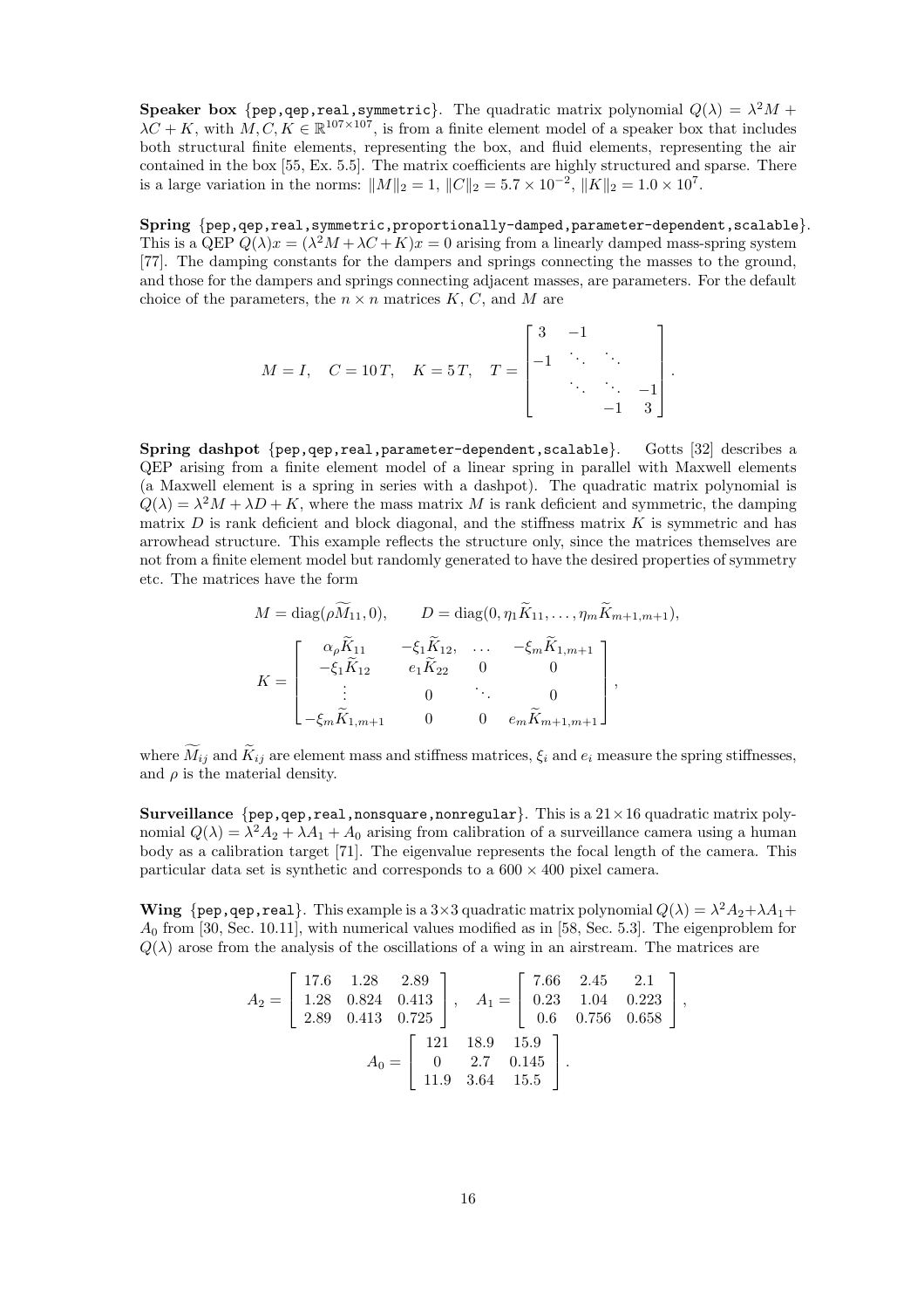**Speaker box** {`pep,qep,real,symmetric`}. The quadratic matrix polynomial $Q(\lambda) = \lambda^2 M + \lambda C + K$, with $M, C, K \in \mathbb{R}^{107\times 107}$, is from a finite element model of a speaker box that includes both structural finite elements, representing the box, and fluid elements, representing the air contained in the box [55, Ex. 5.5]. The matrix coefficients are highly structured and sparse. There is a large variation in the norms: $\|M\|_2 = 1$, $\|C\|_2 = 5.7\times 10^{-2}$, $\|K\|_2 = 1.0\times 10^7$.

**Spring** {`pep,qep,real,symmetric,proportionally-damped,parameter-dependent,scalable`}. This is a QEP $Q(\lambda)x = (\lambda^2 M + \lambda C + K)x = 0$ arising from a linearly damped mass-spring system [77]. The damping constants for the dampers and springs connecting the masses to the ground, and those for the dampers and springs connecting adjacent masses, are parameters. For the default choice of the parameters, the $n \times n$ matrices $K$, $C$, and $M$ are

$$M = I, \quad C = 10\,T, \quad K = 5\,T, \quad T = \begin{bmatrix} 3 & -1 & & \\ -1 & \ddots & \ddots & \\ & \ddots & \ddots & -1 \\ & & -1 & 3 \end{bmatrix}.$$

**Spring dashpot** {`pep,qep,real,parameter-dependent,scalable`}. Gotts [32] describes a QEP arising from a finite element model of a linear spring in parallel with Maxwell elements (a Maxwell element is a spring in series with a dashpot). The quadratic matrix polynomial is $Q(\lambda) = \lambda^2 M + \lambda D + K$, where the mass matrix $M$ is rank deficient and symmetric, the damping matrix $D$ is rank deficient and block diagonal, and the stiffness matrix $K$ is symmetric and has arrowhead structure. This example reflects the structure only, since the matrices themselves are not from a finite element model but randomly generated to have the desired properties of symmetry etc. The matrices have the form

$$M = \operatorname{diag}(\rho \widetilde{M}_{11}, 0), \qquad D = \operatorname{diag}(0, \eta_1 \widetilde{K}_{11}, \ldots, \eta_m \widetilde{K}_{m+1,m+1}),$$

$$K = \begin{bmatrix} \alpha_\rho \widetilde{K}_{11} & -\xi_1 \widetilde{K}_{12}, & \ldots & -\xi_m \widetilde{K}_{1,m+1} \\ -\xi_1 \widetilde{K}_{12} & e_1 \widetilde{K}_{22} & 0 & 0 \\ \vdots & 0 & \ddots & 0 \\ -\xi_m \widetilde{K}_{1,m+1} & 0 & 0 & e_m \widetilde{K}_{m+1,m+1} \end{bmatrix},$$

where $\widetilde{M}_{ij}$ and $\widetilde{K}_{ij}$ are element mass and stiffness matrices, $\xi_i$ and $e_i$ measure the spring stiffnesses, and $\rho$ is the material density.

**Surveillance** {`pep,qep,real,nonsquare,nonregular`}. This is a $21\times 16$ quadratic matrix polynomial $Q(\lambda) = \lambda^2 A_2 + \lambda A_1 + A_0$ arising from calibration of a surveillance camera using a human body as a calibration target [71]. The eigenvalue represents the focal length of the camera. This particular data set is synthetic and corresponds to a $600 \times 400$ pixel camera.

**Wing** {`pep,qep,real`}. This example is a $3\times 3$ quadratic matrix polynomial $Q(\lambda) = \lambda^2 A_2 + \lambda A_1 + A_0$ from [30, Sec. 10.11], with numerical values modified as in [58, Sec. 5.3]. The eigenproblem for $Q(\lambda)$ arose from the analysis of the oscillations of a wing in an airstream. The matrices are

$$A_2 = \begin{bmatrix} 17.6 & 1.28 & 2.89 \\ 1.28 & 0.824 & 0.413 \\ 2.89 & 0.413 & 0.725 \end{bmatrix}, \quad A_1 = \begin{bmatrix} 7.66 & 2.45 & 2.1 \\ 0.23 & 1.04 & 0.223 \\ 0.6 & 0.756 & 0.658 \end{bmatrix},$$

$$A_0 = \begin{bmatrix} 121 & 18.9 & 15.9 \\ 0 & 2.7 & 0.145 \\ 11.9 & 3.64 & 15.5 \end{bmatrix}.$$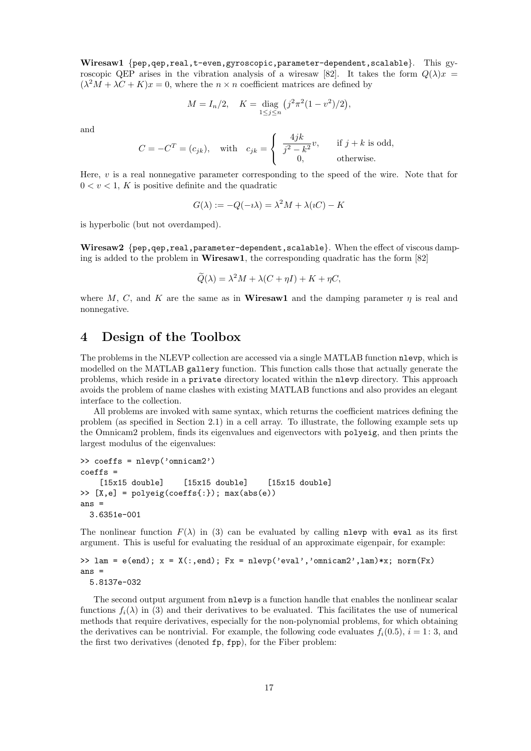**Wiresaw1** {pep,qep,real,t-even,gyroscopic,parameter-dependent,scalable}. This gyroscopic QEP arises in the vibration analysis of a wiresaw [82]. It takes the form $Q(\lambda)x = (\lambda^2 M + \lambda C + K)x = 0$, where the $n \times n$ coefficient matrices are defined by

$$M = I_n/2, \quad K = \operatorname*{diag}_{1 \le j \le n} \left(j^2 \pi^2 (1 - v^2)/2\right),$$

and

$$C = -C^T = (c_{jk}), \quad \text{with} \quad c_{jk} = \begin{cases} \dfrac{4jk}{j^2 - k^2} v, & \text{if } j + k \text{ is odd,} \\ 0, & \text{otherwise.} \end{cases}$$

Here, $v$ is a real nonnegative parameter corresponding to the speed of the wire. Note that for $0 < v < 1$, $K$ is positive definite and the quadratic

$$G(\lambda) := -Q(-\imath\lambda) = \lambda^2 M + \lambda(\imath C) - K$$

is hyperbolic (but not overdamped).

**Wiresaw2** {pep,qep,real,parameter-dependent,scalable}. When the effect of viscous damping is added to the problem in **Wiresaw1**, the corresponding quadratic has the form [82]

$$\widetilde{Q}(\lambda) = \lambda^2 M + \lambda(C + \eta I) + K + \eta C,$$

where $M$, $C$, and $K$ are the same as in **Wiresaw1** and the damping parameter $\eta$ is real and nonnegative.

# 4 Design of the Toolbox

The problems in the NLEVP collection are accessed via a single MATLAB function nlevp, which is modelled on the MATLAB gallery function. This function calls those that actually generate the problems, which reside in a private directory located within the nlevp directory. This approach avoids the problem of name clashes with existing MATLAB functions and also provides an elegant interface to the collection.

All problems are invoked with same syntax, which returns the coefficient matrices defining the problem (as specified in Section 2.1) in a cell array. To illustrate, the following example sets up the Omnicam2 problem, finds its eigenvalues and eigenvectors with polyeig, and then prints the largest modulus of the eigenvalues:

```
>> coeffs = nlevp('omnicam2')
coeffs =
    [15x15 double]    [15x15 double]    [15x15 double]
>> [X,e] = polyeig(coeffs{:}); max(abs(e))
ans =
  3.6351e-001
```

The nonlinear function $F(\lambda)$ in (3) can be evaluated by calling nlevp with eval as its first argument. This is useful for evaluating the residual of an approximate eigenpair, for example:

```
>> lam = e(end); x = X(:,end); Fx = nlevp('eval','omnicam2',lam)*x; norm(Fx)
ans =
  5.8137e-032
```

The second output argument from nlevp is a function handle that enables the nonlinear scalar functions $f_i(\lambda)$ in (3) and their derivatives to be evaluated. This facilitates the use of numerical methods that require derivatives, especially for the non-polynomial problems, for which obtaining the derivatives can be nontrivial. For example, the following code evaluates $f_i(0.5)$, $i = 1\colon 3$, and the first two derivatives (denoted fp, fpp), for the Fiber problem: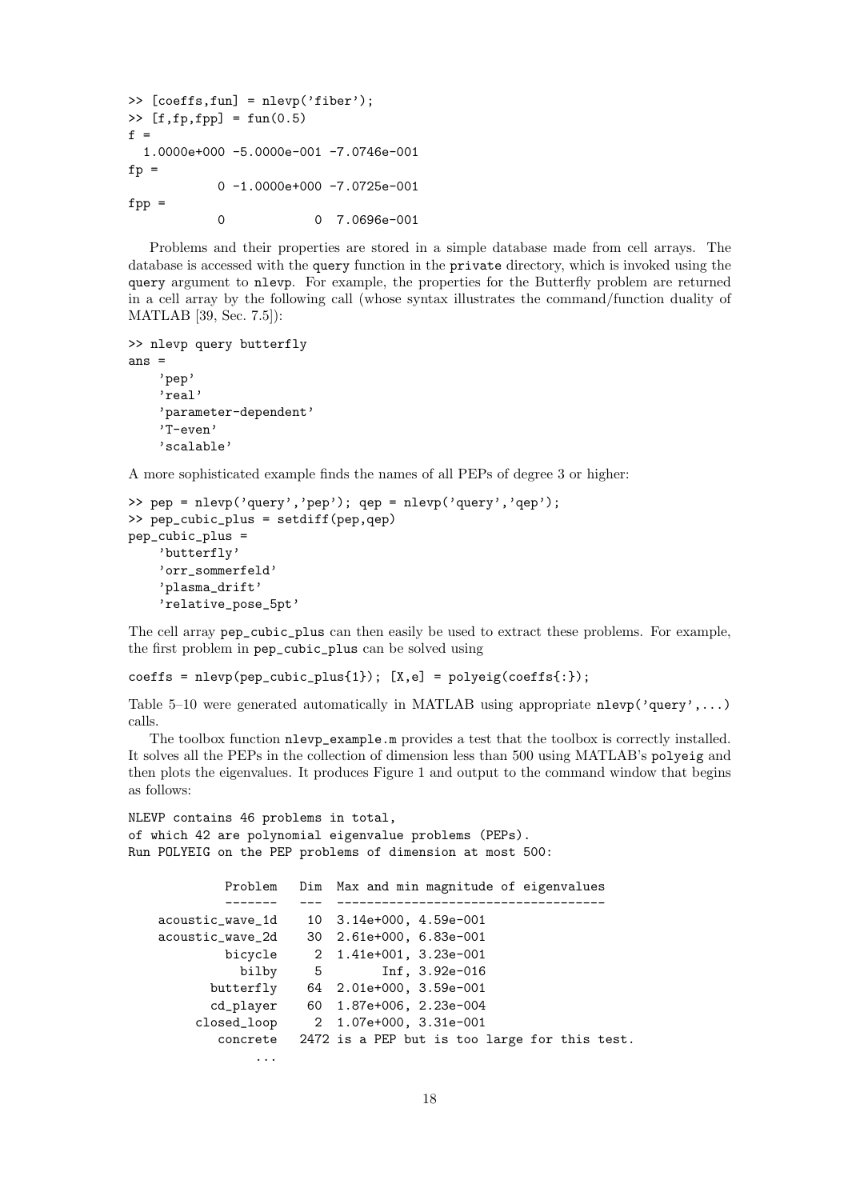```
>> [coeffs,fun] = nlevp('fiber');
>> [f,fp,fpp] = fun(0.5)
f =
  1.0000e+000 -5.0000e-001 -7.0746e-001
fp =
            0 -1.0000e+000 -7.0725e-001
fpp =
            0            0  7.0696e-001
```

Problems and their properties are stored in a simple database made from cell arrays. The database is accessed with the query function in the private directory, which is invoked using the query argument to nlevp. For example, the properties for the Butterfly problem are returned in a cell array by the following call (whose syntax illustrates the command/function duality of MATLAB [39, Sec. 7.5]):

```
>> nlevp query butterfly
ans =
    'pep'
    'real'
    'parameter-dependent'
    'T-even'
    'scalable'
```

A more sophisticated example finds the names of all PEPs of degree 3 or higher:

```
>> pep = nlevp('query','pep'); qep = nlevp('query','qep');
>> pep_cubic_plus = setdiff(pep,qep)
pep_cubic_plus =
    'butterfly'
    'orr_sommerfeld'
    'plasma_drift'
    'relative_pose_5pt'
```

The cell array pep_cubic_plus can then easily be used to extract these problems. For example, the first problem in pep_cubic_plus can be solved using

```
coeffs = nlevp(pep_cubic_plus{1}); [X,e] = polyeig(coeffs{:});
```

Table 5–10 were generated automatically in MATLAB using appropriate nlevp('query',...) calls.

The toolbox function nlevp_example.m provides a test that the toolbox is correctly installed. It solves all the PEPs in the collection of dimension less than 500 using MATLAB's polyeig and then plots the eigenvalues. It produces Figure 1 and output to the command window that begins as follows:

```
NLEVP contains 46 problems in total,
of which 42 are polynomial eigenvalue problems (PEPs).
Run POLYEIG on the PEP problems of dimension at most 500:

            Problem   Dim  Max and min magnitude of eigenvalues
            -------   ---  ------------------------------------
    acoustic_wave_1d    10  3.14e+000, 4.59e-001
    acoustic_wave_2d    30  2.61e+000, 6.83e-001
             bicycle     2  1.41e+001, 3.23e-001
               bilby     5        Inf, 3.92e-016
           butterfly    64  2.01e+000, 3.59e-001
           cd_player    60  1.87e+006, 2.23e-004
         closed_loop     2  1.07e+000, 3.31e-001
            concrete  2472 is a PEP but is too large for this test.
                 ...
```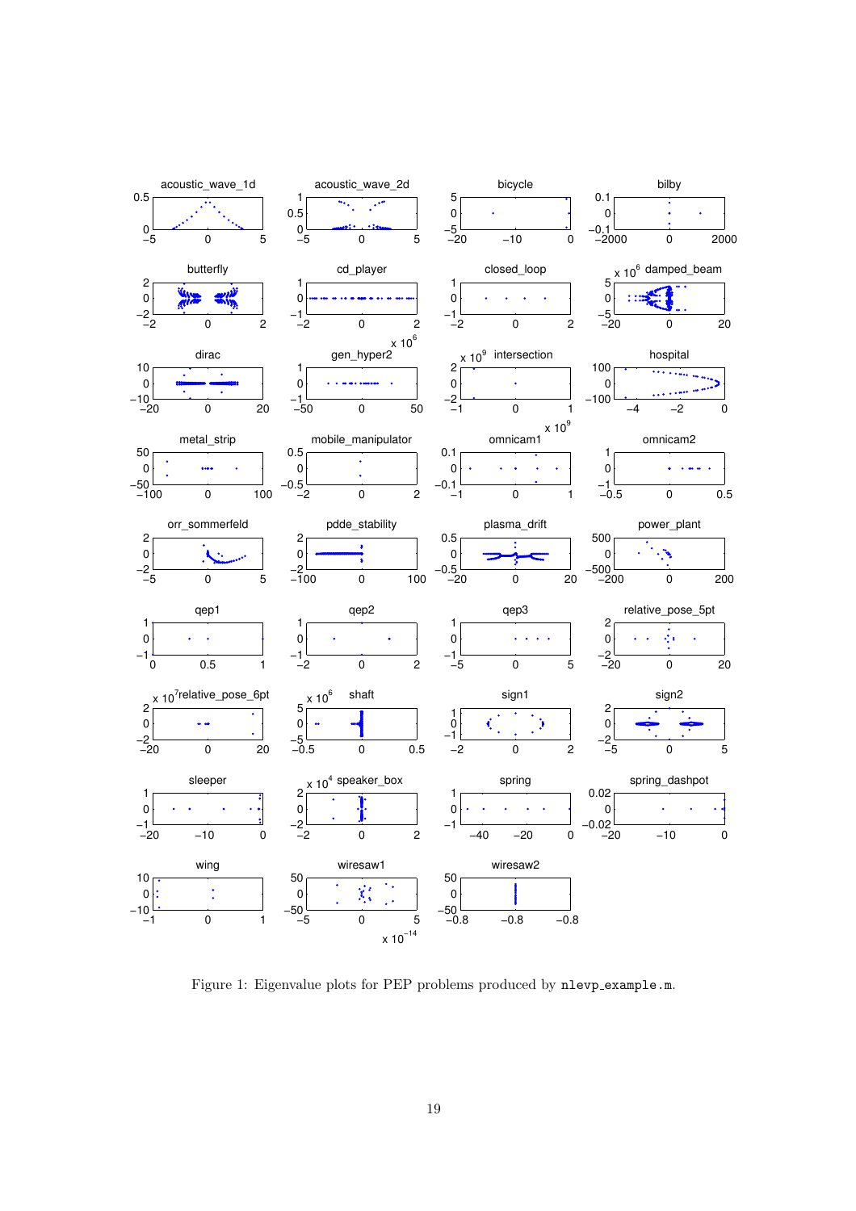acoustic_wave_1d
0.5
0
−5 0 5

acoustic_wave_2d
1
0.5
0
−5 0 5

bicycle
5
0
−5
−20 −10 0

bilby
0.1
0
−0.1
−2000 0 2000

butterfly
2
0
−2
−2 0 2

cd_player
1
0
−1
−2 0 2
x 10^6

closed_loop
1
0
−1
−2 0 2

x 10^6 damped_beam
5
0
−5
−20 0 20

dirac
10
0
−10
−20 0 20

gen_hyper2
1
0
−1
−50 0 50

x 10^9 intersection
2
0
−2
−1 0 1

hospital
100
0
−100
−4 −2 0

metal_strip
50
0
−50
−100 0 100

mobile_manipulator
0.5
0
−0.5
−2 0 2

omnicam1
x 10^9
0.1
0
−0.1
−1 0 1

omnicam2
1
0
−1
−0.5 0 0.5

orr_sommerfeld
2
0
−2
−5 0 5

pdde_stability
2
0
−2
−100 0 100

plasma_drift
0.5
0
−0.5
−20 0 20

power_plant
500
0
−500
−200 0 200

qep1
1
0
−1
0 0.5 1

qep2
1
0
−1
−2 0 2

qep3
1
0
−1
−5 0 5

relative_pose_5pt
2
0
−2
−20 0 20

x 10^7 relative_pose_6pt
2
0
−2
−20 0 20

x 10^6 shaft
5
0
−5
−0.5 0 0.5

sign1
1
0
−1
−2 0 2

sign2
2
0
−2
−5 0 5

sleeper
1
0
−1
−20 −10 0

x 10^4 speaker_box
2
0
−2
−2 0 2

spring
1
0
−1
−40 −20 0

spring_dashpot
0.02
0
−0.02
−20 −10 0

wing
10
0
−10
−1 0 1

wiresaw1
50
0
−50
−5 0 5
x 10^−14

wiresaw2
50
0
−50
−0.8 −0.8 −0.8

Figure 1: Eigenvalue plots for PEP problems produced by `nlevp_example.m`.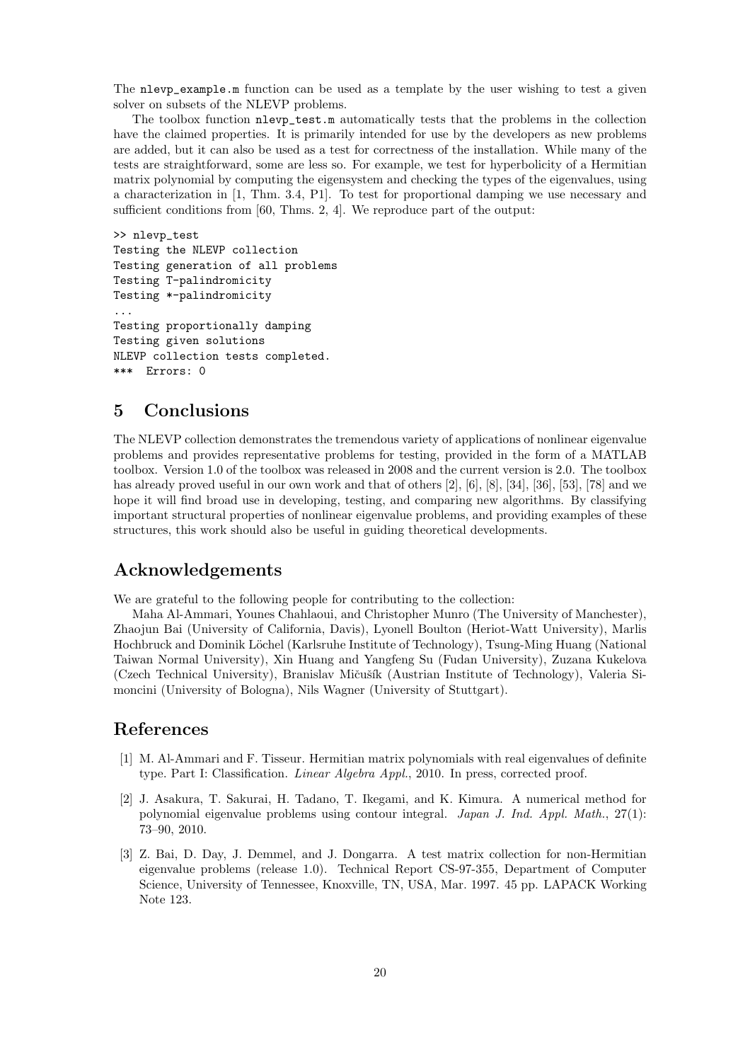The `nlevp_example.m` function can be used as a template by the user wishing to test a given solver on subsets of the NLEVP problems.

The toolbox function `nlevp_test.m` automatically tests that the problems in the collection have the claimed properties. It is primarily intended for use by the developers as new problems are added, but it can also be used as a test for correctness of the installation. While many of the tests are straightforward, some are less so. For example, we test for hyperbolicity of a Hermitian matrix polynomial by computing the eigensystem and checking the types of the eigenvalues, using a characterization in [1, Thm. 3.4, P1]. To test for proportional damping we use necessary and sufficient conditions from [60, Thms. 2, 4]. We reproduce part of the output:

```
>> nlevp_test
Testing the NLEVP collection
Testing generation of all problems
Testing T-palindromicity
Testing *-palindromicity
...
Testing proportionally damping
Testing given solutions
NLEVP collection tests completed.
***  Errors: 0
```

## 5 Conclusions

The NLEVP collection demonstrates the tremendous variety of applications of nonlinear eigenvalue problems and provides representative problems for testing, provided in the form of a MATLAB toolbox. Version 1.0 of the toolbox was released in 2008 and the current version is 2.0. The toolbox has already proved useful in our own work and that of others [2], [6], [8], [34], [36], [53], [78] and we hope it will find broad use in developing, testing, and comparing new algorithms. By classifying important structural properties of nonlinear eigenvalue problems, and providing examples of these structures, this work should also be useful in guiding theoretical developments.

## Acknowledgements

We are grateful to the following people for contributing to the collection:

Maha Al-Ammari, Younes Chahlaoui, and Christopher Munro (The University of Manchester), Zhaojun Bai (University of California, Davis), Lyonell Boulton (Heriot-Watt University), Marlis Hochbruck and Dominik Löchel (Karlsruhe Institute of Technology), Tsung-Ming Huang (National Taiwan Normal University), Xin Huang and Yangfeng Su (Fudan University), Zuzana Kukelova (Czech Technical University), Branislav Mičušík (Austrian Institute of Technology), Valeria Simoncini (University of Bologna), Nils Wagner (University of Stuttgart).

## References

[1] M. Al-Ammari and F. Tisseur. Hermitian matrix polynomials with real eigenvalues of definite type. Part I: Classification. *Linear Algebra Appl.*, 2010. In press, corrected proof.

[2] J. Asakura, T. Sakurai, H. Tadano, T. Ikegami, and K. Kimura. A numerical method for polynomial eigenvalue problems using contour integral. *Japan J. Ind. Appl. Math.*, 27(1): 73–90, 2010.

[3] Z. Bai, D. Day, J. Demmel, and J. Dongarra. A test matrix collection for non-Hermitian eigenvalue problems (release 1.0). Technical Report CS-97-355, Department of Computer Science, University of Tennessee, Knoxville, TN, USA, Mar. 1997. 45 pp. LAPACK Working Note 123.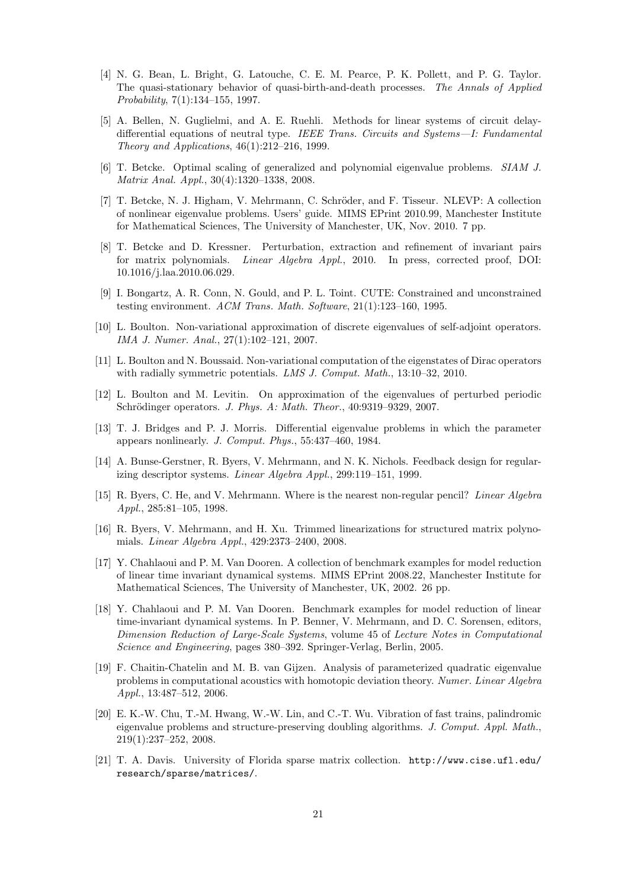[4] N. G. Bean, L. Bright, G. Latouche, C. E. M. Pearce, P. K. Pollett, and P. G. Taylor. The quasi-stationary behavior of quasi-birth-and-death processes. *The Annals of Applied Probability*, 7(1):134–155, 1997.

[5] A. Bellen, N. Guglielmi, and A. E. Ruehli. Methods for linear systems of circuit delay-differential equations of neutral type. *IEEE Trans. Circuits and Systems—I: Fundamental Theory and Applications*, 46(1):212–216, 1999.

[6] T. Betcke. Optimal scaling of generalized and polynomial eigenvalue problems. *SIAM J. Matrix Anal. Appl.*, 30(4):1320–1338, 2008.

[7] T. Betcke, N. J. Higham, V. Mehrmann, C. Schröder, and F. Tisseur. NLEVP: A collection of nonlinear eigenvalue problems. Users' guide. MIMS EPrint 2010.99, Manchester Institute for Mathematical Sciences, The University of Manchester, UK, Nov. 2010. 7 pp.

[8] T. Betcke and D. Kressner. Perturbation, extraction and refinement of invariant pairs for matrix polynomials. *Linear Algebra Appl.*, 2010. In press, corrected proof, DOI: 10.1016/j.laa.2010.06.029.

[9] I. Bongartz, A. R. Conn, N. Gould, and P. L. Toint. CUTE: Constrained and unconstrained testing environment. *ACM Trans. Math. Software*, 21(1):123–160, 1995.

[10] L. Boulton. Non-variational approximation of discrete eigenvalues of self-adjoint operators. *IMA J. Numer. Anal.*, 27(1):102–121, 2007.

[11] L. Boulton and N. Boussaid. Non-variational computation of the eigenstates of Dirac operators with radially symmetric potentials. *LMS J. Comput. Math.*, 13:10–32, 2010.

[12] L. Boulton and M. Levitin. On approximation of the eigenvalues of perturbed periodic Schrödinger operators. *J. Phys. A: Math. Theor.*, 40:9319–9329, 2007.

[13] T. J. Bridges and P. J. Morris. Differential eigenvalue problems in which the parameter appears nonlinearly. *J. Comput. Phys.*, 55:437–460, 1984.

[14] A. Bunse-Gerstner, R. Byers, V. Mehrmann, and N. K. Nichols. Feedback design for regularizing descriptor systems. *Linear Algebra Appl.*, 299:119–151, 1999.

[15] R. Byers, C. He, and V. Mehrmann. Where is the nearest non-regular pencil? *Linear Algebra Appl.*, 285:81–105, 1998.

[16] R. Byers, V. Mehrmann, and H. Xu. Trimmed linearizations for structured matrix polynomials. *Linear Algebra Appl.*, 429:2373–2400, 2008.

[17] Y. Chahlaoui and P. M. Van Dooren. A collection of benchmark examples for model reduction of linear time invariant dynamical systems. MIMS EPrint 2008.22, Manchester Institute for Mathematical Sciences, The University of Manchester, UK, 2002. 26 pp.

[18] Y. Chahlaoui and P. M. Van Dooren. Benchmark examples for model reduction of linear time-invariant dynamical systems. In P. Benner, V. Mehrmann, and D. C. Sorensen, editors, *Dimension Reduction of Large-Scale Systems*, volume 45 of *Lecture Notes in Computational Science and Engineering*, pages 380–392. Springer-Verlag, Berlin, 2005.

[19] F. Chaitin-Chatelin and M. B. van Gijzen. Analysis of parameterized quadratic eigenvalue problems in computational acoustics with homotopic deviation theory. *Numer. Linear Algebra Appl.*, 13:487–512, 2006.

[20] E. K.-W. Chu, T.-M. Hwang, W.-W. Lin, and C.-T. Wu. Vibration of fast trains, palindromic eigenvalue problems and structure-preserving doubling algorithms. *J. Comput. Appl. Math.*, 219(1):237–252, 2008.

[21] T. A. Davis. University of Florida sparse matrix collection. `http://www.cise.ufl.edu/research/sparse/matrices/`.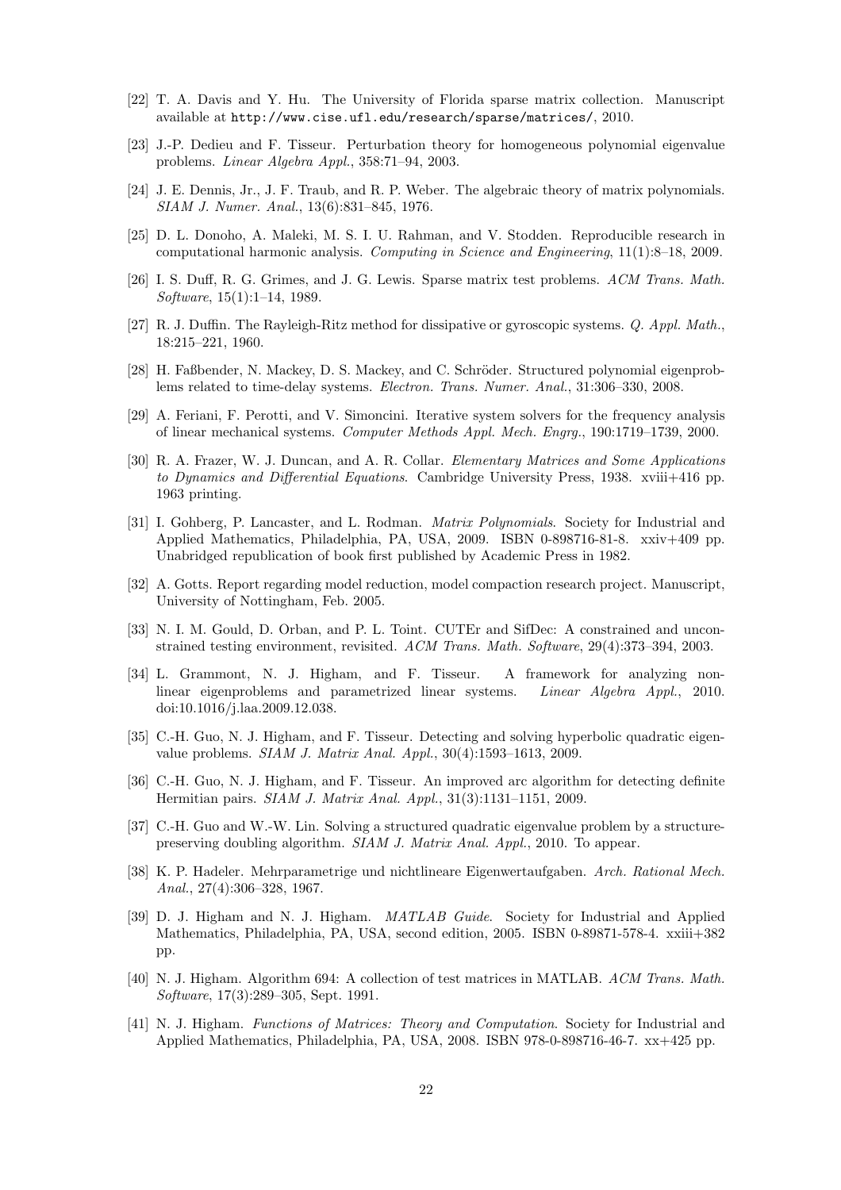[22] T. A. Davis and Y. Hu. The University of Florida sparse matrix collection. Manuscript available at `http://www.cise.ufl.edu/research/sparse/matrices/`, 2010.

[23] J.-P. Dedieu and F. Tisseur. Perturbation theory for homogeneous polynomial eigenvalue problems. *Linear Algebra Appl.*, 358:71–94, 2003.

[24] J. E. Dennis, Jr., J. F. Traub, and R. P. Weber. The algebraic theory of matrix polynomials. *SIAM J. Numer. Anal.*, 13(6):831–845, 1976.

[25] D. L. Donoho, A. Maleki, M. S. I. U. Rahman, and V. Stodden. Reproducible research in computational harmonic analysis. *Computing in Science and Engineering*, 11(1):8–18, 2009.

[26] I. S. Duff, R. G. Grimes, and J. G. Lewis. Sparse matrix test problems. *ACM Trans. Math. Software*, 15(1):1–14, 1989.

[27] R. J. Duffin. The Rayleigh-Ritz method for dissipative or gyroscopic systems. *Q. Appl. Math.*, 18:215–221, 1960.

[28] H. Faßbender, N. Mackey, D. S. Mackey, and C. Schröder. Structured polynomial eigenproblems related to time-delay systems. *Electron. Trans. Numer. Anal.*, 31:306–330, 2008.

[29] A. Feriani, F. Perotti, and V. Simoncini. Iterative system solvers for the frequency analysis of linear mechanical systems. *Computer Methods Appl. Mech. Engrg.*, 190:1719–1739, 2000.

[30] R. A. Frazer, W. J. Duncan, and A. R. Collar. *Elementary Matrices and Some Applications to Dynamics and Differential Equations*. Cambridge University Press, 1938. xviii+416 pp. 1963 printing.

[31] I. Gohberg, P. Lancaster, and L. Rodman. *Matrix Polynomials*. Society for Industrial and Applied Mathematics, Philadelphia, PA, USA, 2009. ISBN 0-898716-81-8. xxiv+409 pp. Unabridged republication of book first published by Academic Press in 1982.

[32] A. Gotts. Report regarding model reduction, model compaction research project. Manuscript, University of Nottingham, Feb. 2005.

[33] N. I. M. Gould, D. Orban, and P. L. Toint. CUTEr and SifDec: A constrained and unconstrained testing environment, revisited. *ACM Trans. Math. Software*, 29(4):373–394, 2003.

[34] L. Grammont, N. J. Higham, and F. Tisseur. A framework for analyzing nonlinear eigenproblems and parametrized linear systems. *Linear Algebra Appl.*, 2010. doi:10.1016/j.laa.2009.12.038.

[35] C.-H. Guo, N. J. Higham, and F. Tisseur. Detecting and solving hyperbolic quadratic eigenvalue problems. *SIAM J. Matrix Anal. Appl.*, 30(4):1593–1613, 2009.

[36] C.-H. Guo, N. J. Higham, and F. Tisseur. An improved arc algorithm for detecting definite Hermitian pairs. *SIAM J. Matrix Anal. Appl.*, 31(3):1131–1151, 2009.

[37] C.-H. Guo and W.-W. Lin. Solving a structured quadratic eigenvalue problem by a structure-preserving doubling algorithm. *SIAM J. Matrix Anal. Appl.*, 2010. To appear.

[38] K. P. Hadeler. Mehrparametrige und nichtlineare Eigenwertaufgaben. *Arch. Rational Mech. Anal.*, 27(4):306–328, 1967.

[39] D. J. Higham and N. J. Higham. *MATLAB Guide*. Society for Industrial and Applied Mathematics, Philadelphia, PA, USA, second edition, 2005. ISBN 0-89871-578-4. xxiii+382 pp.

[40] N. J. Higham. Algorithm 694: A collection of test matrices in MATLAB. *ACM Trans. Math. Software*, 17(3):289–305, Sept. 1991.

[41] N. J. Higham. *Functions of Matrices: Theory and Computation*. Society for Industrial and Applied Mathematics, Philadelphia, PA, USA, 2008. ISBN 978-0-898716-46-7. xx+425 pp.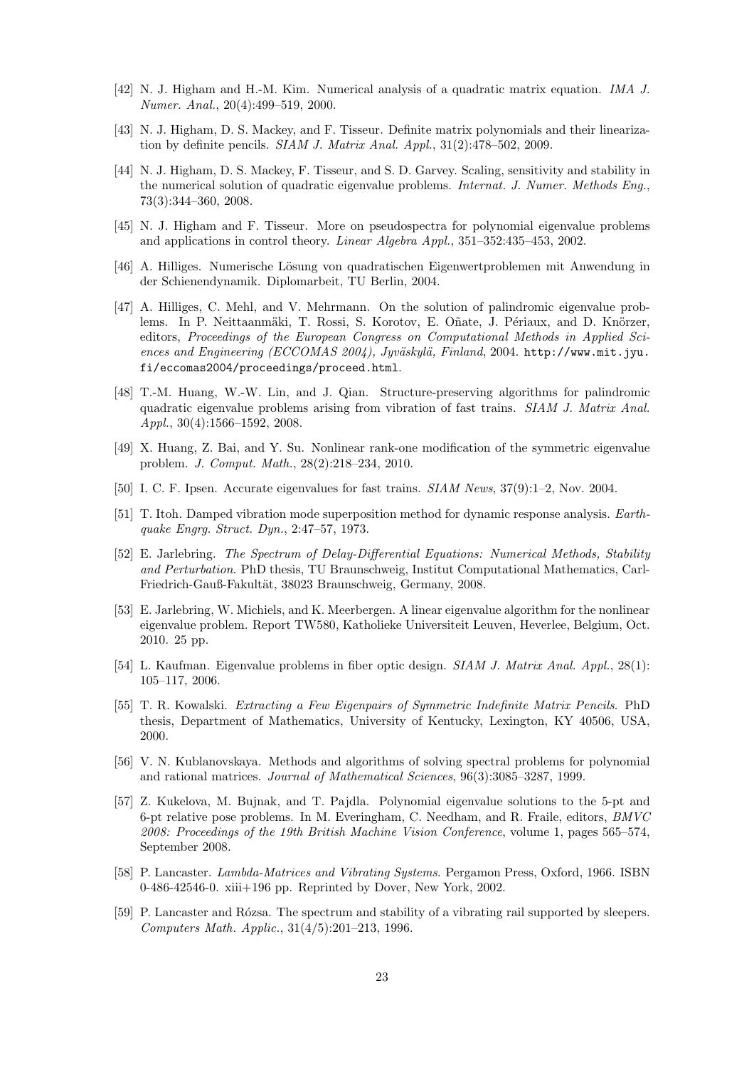[42] N. J. Higham and H.-M. Kim. Numerical analysis of a quadratic matrix equation. *IMA J. Numer. Anal.*, 20(4):499–519, 2000.

[43] N. J. Higham, D. S. Mackey, and F. Tisseur. Definite matrix polynomials and their linearization by definite pencils. *SIAM J. Matrix Anal. Appl.*, 31(2):478–502, 2009.

[44] N. J. Higham, D. S. Mackey, F. Tisseur, and S. D. Garvey. Scaling, sensitivity and stability in the numerical solution of quadratic eigenvalue problems. *Internat. J. Numer. Methods Eng.*, 73(3):344–360, 2008.

[45] N. J. Higham and F. Tisseur. More on pseudospectra for polynomial eigenvalue problems and applications in control theory. *Linear Algebra Appl.*, 351–352:435–453, 2002.

[46] A. Hilliges. Numerische Lösung von quadratischen Eigenwertproblemen mit Anwendung in der Schienendynamik. Diplomarbeit, TU Berlin, 2004.

[47] A. Hilliges, C. Mehl, and V. Mehrmann. On the solution of palindromic eigenvalue problems. In P. Neittaanmäki, T. Rossi, S. Korotov, E. Oñate, J. Périaux, and D. Knörzer, editors, *Proceedings of the European Congress on Computational Methods in Applied Sciences and Engineering (ECCOMAS 2004), Jyväskylä, Finland*, 2004. http://www.mit.jyu.fi/eccomas2004/proceedings/proceed.html.

[48] T.-M. Huang, W.-W. Lin, and J. Qian. Structure-preserving algorithms for palindromic quadratic eigenvalue problems arising from vibration of fast trains. *SIAM J. Matrix Anal. Appl.*, 30(4):1566–1592, 2008.

[49] X. Huang, Z. Bai, and Y. Su. Nonlinear rank-one modification of the symmetric eigenvalue problem. *J. Comput. Math.*, 28(2):218–234, 2010.

[50] I. C. F. Ipsen. Accurate eigenvalues for fast trains. *SIAM News*, 37(9):1–2, Nov. 2004.

[51] T. Itoh. Damped vibration mode superposition method for dynamic response analysis. *Earthquake Engrg. Struct. Dyn.*, 2:47–57, 1973.

[52] E. Jarlebring. *The Spectrum of Delay-Differential Equations: Numerical Methods, Stability and Perturbation*. PhD thesis, TU Braunschweig, Institut Computational Mathematics, Carl-Friedrich-Gauß-Fakultät, 38023 Braunschweig, Germany, 2008.

[53] E. Jarlebring, W. Michiels, and K. Meerbergen. A linear eigenvalue algorithm for the nonlinear eigenvalue problem. Report TW580, Katholieke Universiteit Leuven, Heverlee, Belgium, Oct. 2010. 25 pp.

[54] L. Kaufman. Eigenvalue problems in fiber optic design. *SIAM J. Matrix Anal. Appl.*, 28(1): 105–117, 2006.

[55] T. R. Kowalski. *Extracting a Few Eigenpairs of Symmetric Indefinite Matrix Pencils*. PhD thesis, Department of Mathematics, University of Kentucky, Lexington, KY 40506, USA, 2000.

[56] V. N. Kublanovskaya. Methods and algorithms of solving spectral problems for polynomial and rational matrices. *Journal of Mathematical Sciences*, 96(3):3085–3287, 1999.

[57] Z. Kukelova, M. Bujnak, and T. Pajdla. Polynomial eigenvalue solutions to the 5-pt and 6-pt relative pose problems. In M. Everingham, C. Needham, and R. Fraile, editors, *BMVC 2008: Proceedings of the 19th British Machine Vision Conference*, volume 1, pages 565–574, September 2008.

[58] P. Lancaster. *Lambda-Matrices and Vibrating Systems*. Pergamon Press, Oxford, 1966. ISBN 0-486-42546-0. xiii+196 pp. Reprinted by Dover, New York, 2002.

[59] P. Lancaster and Rózsa. The spectrum and stability of a vibrating rail supported by sleepers. *Computers Math. Applic.*, 31(4/5):201–213, 1996.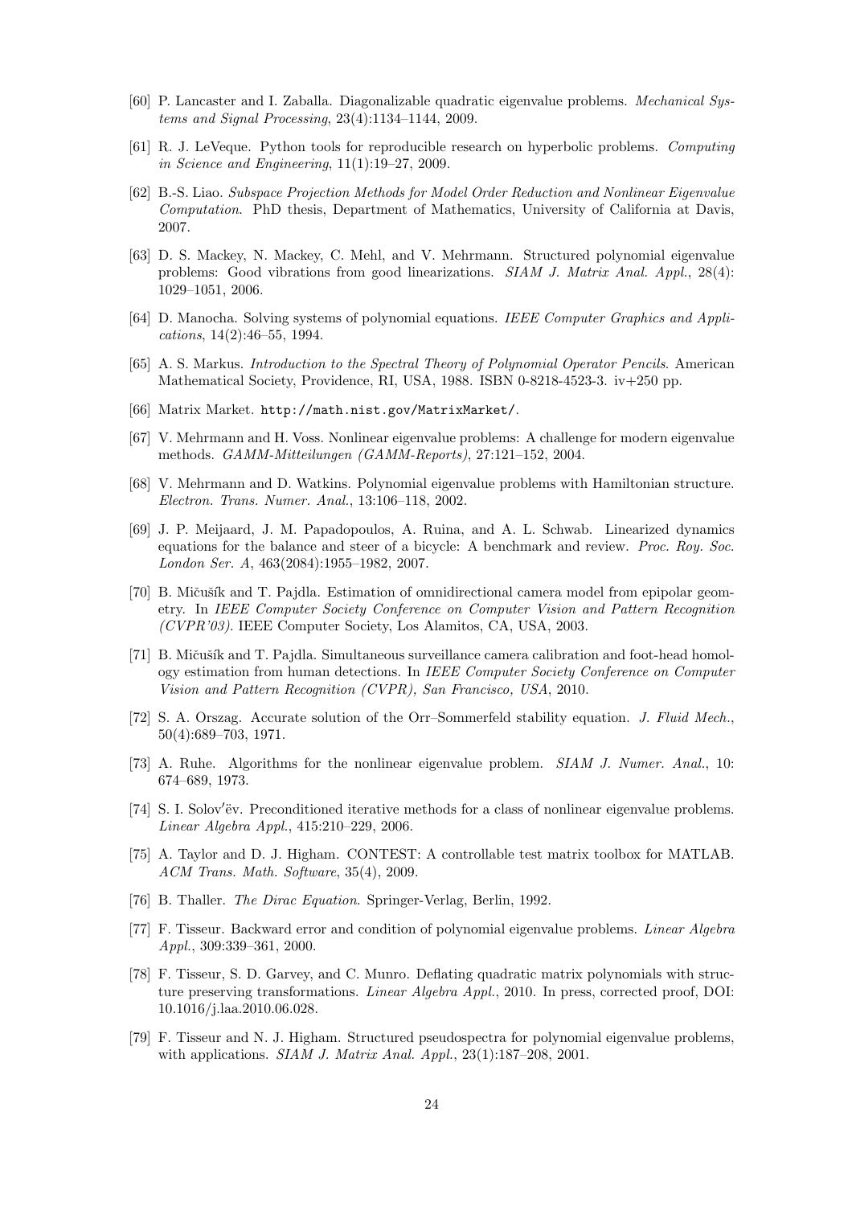[60] P. Lancaster and I. Zaballa. Diagonalizable quadratic eigenvalue problems. *Mechanical Systems and Signal Processing*, 23(4):1134–1144, 2009.

[61] R. J. LeVeque. Python tools for reproducible research on hyperbolic problems. *Computing in Science and Engineering*, 11(1):19–27, 2009.

[62] B.-S. Liao. *Subspace Projection Methods for Model Order Reduction and Nonlinear Eigenvalue Computation*. PhD thesis, Department of Mathematics, University of California at Davis, 2007.

[63] D. S. Mackey, N. Mackey, C. Mehl, and V. Mehrmann. Structured polynomial eigenvalue problems: Good vibrations from good linearizations. *SIAM J. Matrix Anal. Appl.*, 28(4): 1029–1051, 2006.

[64] D. Manocha. Solving systems of polynomial equations. *IEEE Computer Graphics and Applications*, 14(2):46–55, 1994.

[65] A. S. Markus. *Introduction to the Spectral Theory of Polynomial Operator Pencils*. American Mathematical Society, Providence, RI, USA, 1988. ISBN 0-8218-4523-3. iv+250 pp.

[66] Matrix Market. `http://math.nist.gov/MatrixMarket/`.

[67] V. Mehrmann and H. Voss. Nonlinear eigenvalue problems: A challenge for modern eigenvalue methods. *GAMM-Mitteilungen (GAMM-Reports)*, 27:121–152, 2004.

[68] V. Mehrmann and D. Watkins. Polynomial eigenvalue problems with Hamiltonian structure. *Electron. Trans. Numer. Anal.*, 13:106–118, 2002.

[69] J. P. Meijaard, J. M. Papadopoulos, A. Ruina, and A. L. Schwab. Linearized dynamics equations for the balance and steer of a bicycle: A benchmark and review. *Proc. Roy. Soc. London Ser. A*, 463(2084):1955–1982, 2007.

[70] B. Mičušík and T. Pajdla. Estimation of omnidirectional camera model from epipolar geometry. In *IEEE Computer Society Conference on Computer Vision and Pattern Recognition (CVPR'03)*. IEEE Computer Society, Los Alamitos, CA, USA, 2003.

[71] B. Mičušík and T. Pajdla. Simultaneous surveillance camera calibration and foot-head homology estimation from human detections. In *IEEE Computer Society Conference on Computer Vision and Pattern Recognition (CVPR), San Francisco, USA*, 2010.

[72] S. A. Orszag. Accurate solution of the Orr–Sommerfeld stability equation. *J. Fluid Mech.*, 50(4):689–703, 1971.

[73] A. Ruhe. Algorithms for the nonlinear eigenvalue problem. *SIAM J. Numer. Anal.*, 10: 674–689, 1973.

[74] S. I. Solov′ëv. Preconditioned iterative methods for a class of nonlinear eigenvalue problems. *Linear Algebra Appl.*, 415:210–229, 2006.

[75] A. Taylor and D. J. Higham. CONTEST: A controllable test matrix toolbox for MATLAB. *ACM Trans. Math. Software*, 35(4), 2009.

[76] B. Thaller. *The Dirac Equation*. Springer-Verlag, Berlin, 1992.

[77] F. Tisseur. Backward error and condition of polynomial eigenvalue problems. *Linear Algebra Appl.*, 309:339–361, 2000.

[78] F. Tisseur, S. D. Garvey, and C. Munro. Deflating quadratic matrix polynomials with structure preserving transformations. *Linear Algebra Appl.*, 2010. In press, corrected proof, DOI: 10.1016/j.laa.2010.06.028.

[79] F. Tisseur and N. J. Higham. Structured pseudospectra for polynomial eigenvalue problems, with applications. *SIAM J. Matrix Anal. Appl.*, 23(1):187–208, 2001.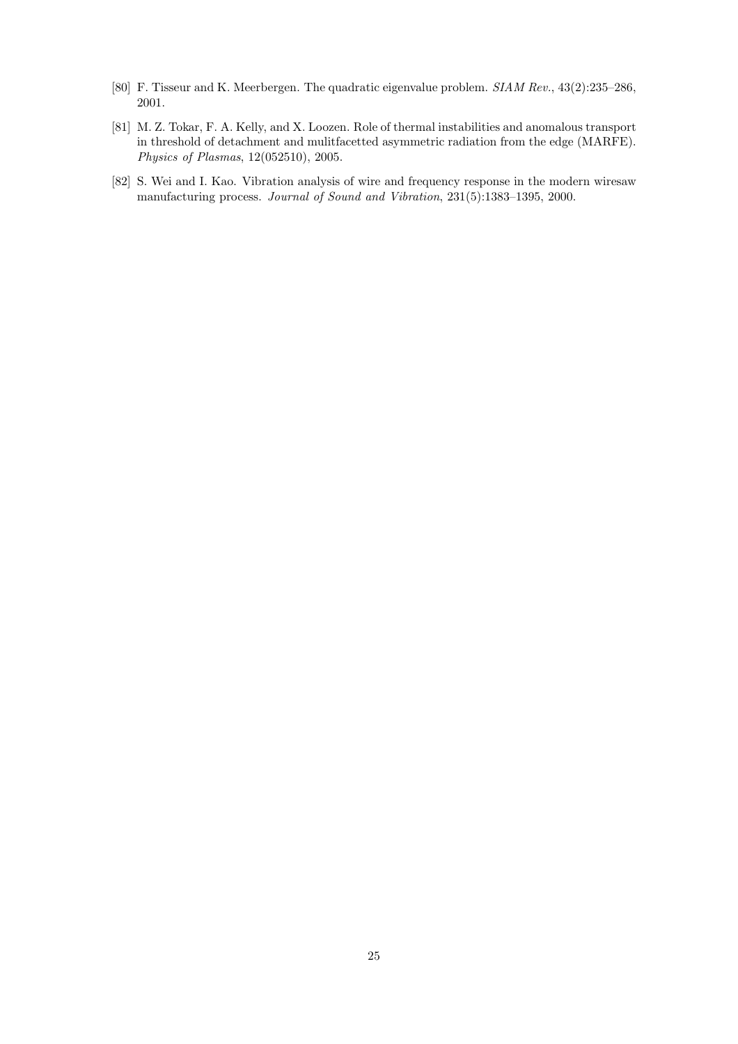[80] F. Tisseur and K. Meerbergen. The quadratic eigenvalue problem. *SIAM Rev.*, 43(2):235–286, 2001.

[81] M. Z. Tokar, F. A. Kelly, and X. Loozen. Role of thermal instabilities and anomalous transport in threshold of detachment and mulitfacetted asymmetric radiation from the edge (MARFE). *Physics of Plasmas*, 12(052510), 2005.

[82] S. Wei and I. Kao. Vibration analysis of wire and frequency response in the modern wiresaw manufacturing process. *Journal of Sound and Vibration*, 231(5):1383–1395, 2000.